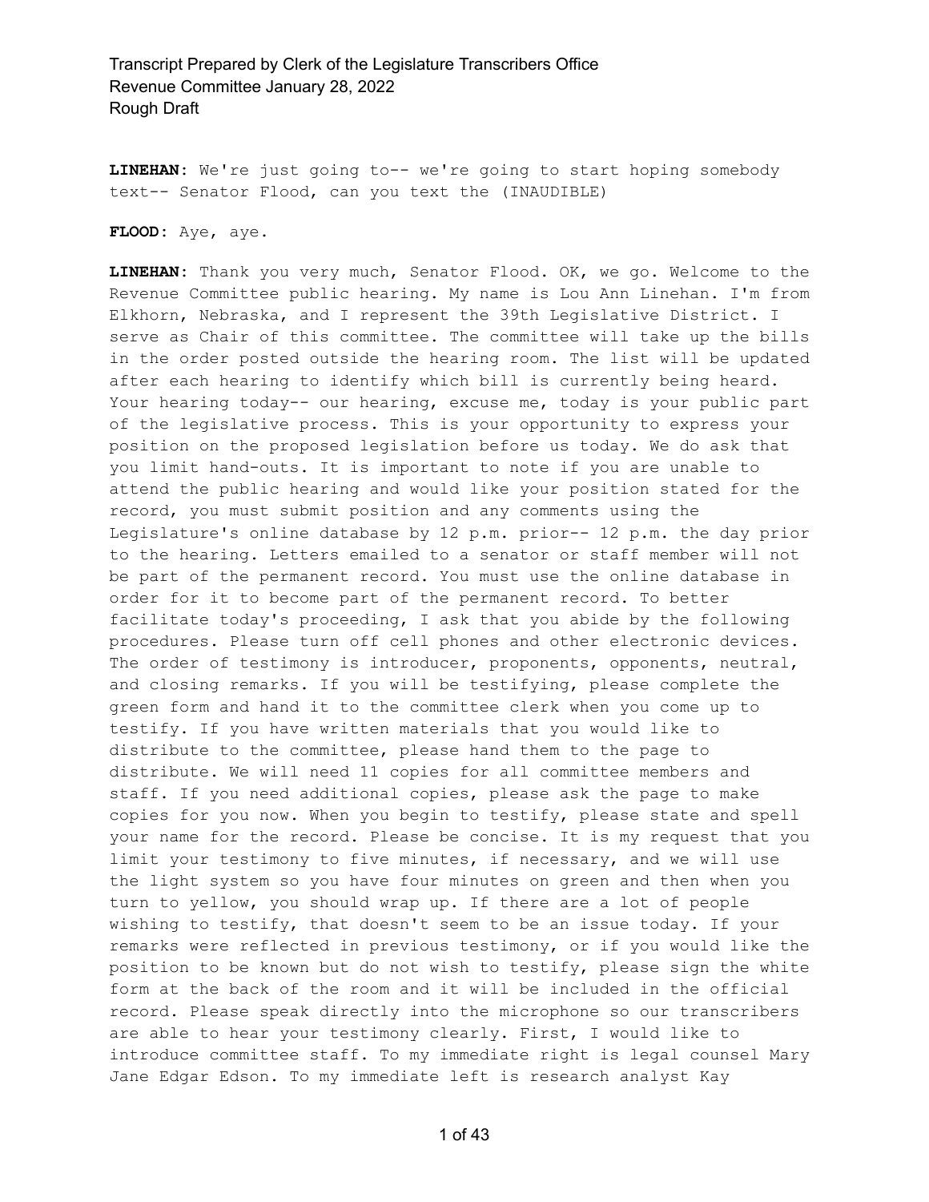**LINEHAN:** We're just going to-- we're going to start hoping somebody text-- Senator Flood, can you text the (INAUDIBLE)

**FLOOD:** Aye, aye.

**LINEHAN:** Thank you very much, Senator Flood. OK, we go. Welcome to the Revenue Committee public hearing. My name is Lou Ann Linehan. I'm from Elkhorn, Nebraska, and I represent the 39th Legislative District. I serve as Chair of this committee. The committee will take up the bills in the order posted outside the hearing room. The list will be updated after each hearing to identify which bill is currently being heard. Your hearing today-- our hearing, excuse me, today is your public part of the legislative process. This is your opportunity to express your position on the proposed legislation before us today. We do ask that you limit hand-outs. It is important to note if you are unable to attend the public hearing and would like your position stated for the record, you must submit position and any comments using the Legislature's online database by 12 p.m. prior-- 12 p.m. the day prior to the hearing. Letters emailed to a senator or staff member will not be part of the permanent record. You must use the online database in order for it to become part of the permanent record. To better facilitate today's proceeding, I ask that you abide by the following procedures. Please turn off cell phones and other electronic devices. The order of testimony is introducer, proponents, opponents, neutral, and closing remarks. If you will be testifying, please complete the green form and hand it to the committee clerk when you come up to testify. If you have written materials that you would like to distribute to the committee, please hand them to the page to distribute. We will need 11 copies for all committee members and staff. If you need additional copies, please ask the page to make copies for you now. When you begin to testify, please state and spell your name for the record. Please be concise. It is my request that you limit your testimony to five minutes, if necessary, and we will use the light system so you have four minutes on green and then when you turn to yellow, you should wrap up. If there are a lot of people wishing to testify, that doesn't seem to be an issue today. If your remarks were reflected in previous testimony, or if you would like the position to be known but do not wish to testify, please sign the white form at the back of the room and it will be included in the official record. Please speak directly into the microphone so our transcribers are able to hear your testimony clearly. First, I would like to introduce committee staff. To my immediate right is legal counsel Mary Jane Edgar Edson. To my immediate left is research analyst Kay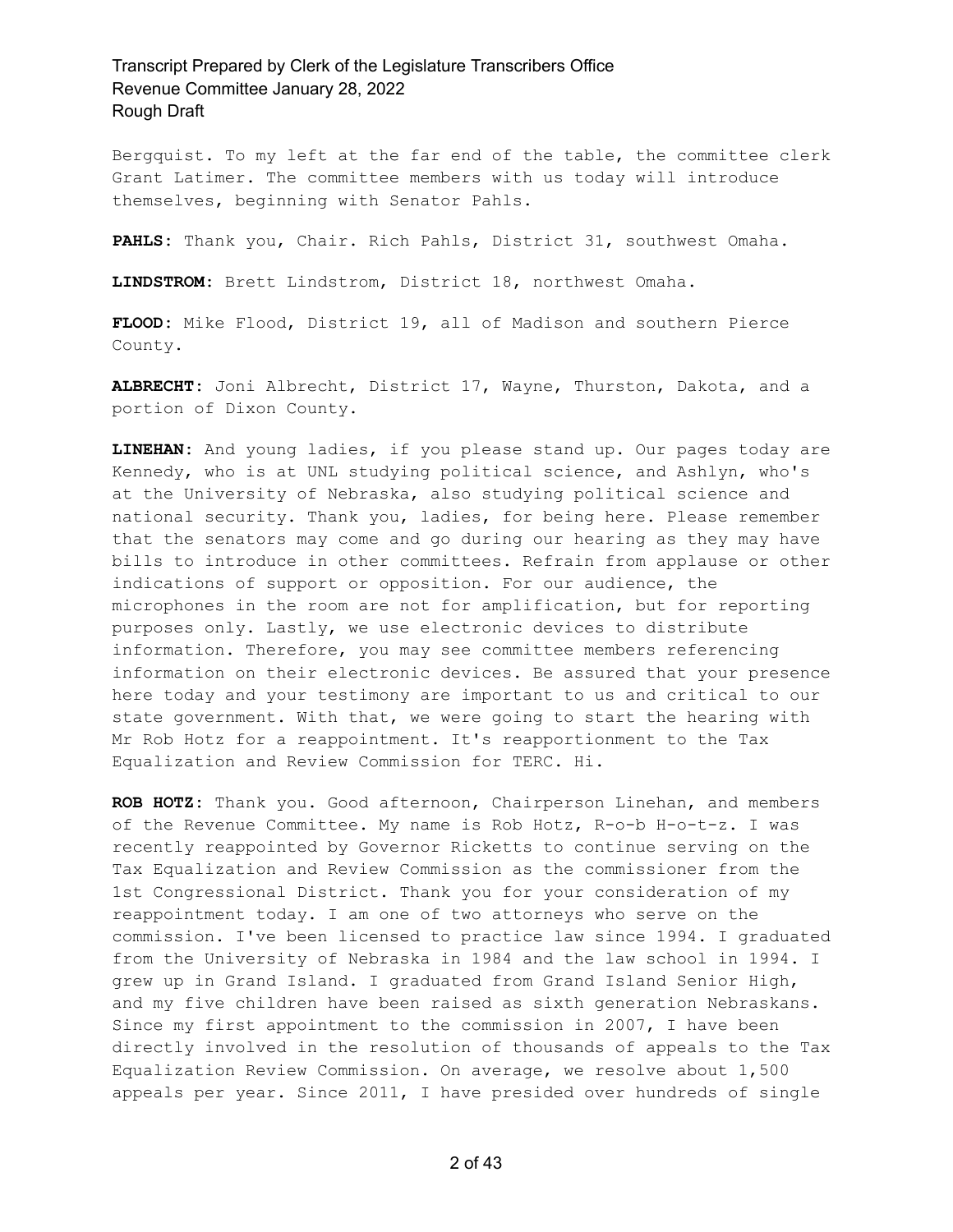Bergquist. To my left at the far end of the table, the committee clerk Grant Latimer. The committee members with us today will introduce themselves, beginning with Senator Pahls.

**PAHLS:** Thank you, Chair. Rich Pahls, District 31, southwest Omaha.

**LINDSTROM:** Brett Lindstrom, District 18, northwest Omaha.

**FLOOD:** Mike Flood, District 19, all of Madison and southern Pierce County.

**ALBRECHT:** Joni Albrecht, District 17, Wayne, Thurston, Dakota, and a portion of Dixon County.

**LINEHAN:** And young ladies, if you please stand up. Our pages today are Kennedy, who is at UNL studying political science, and Ashlyn, who's at the University of Nebraska, also studying political science and national security. Thank you, ladies, for being here. Please remember that the senators may come and go during our hearing as they may have bills to introduce in other committees. Refrain from applause or other indications of support or opposition. For our audience, the microphones in the room are not for amplification, but for reporting purposes only. Lastly, we use electronic devices to distribute information. Therefore, you may see committee members referencing information on their electronic devices. Be assured that your presence here today and your testimony are important to us and critical to our state government. With that, we were going to start the hearing with Mr Rob Hotz for a reappointment. It's reapportionment to the Tax Equalization and Review Commission for TERC. Hi.

**ROB HOTZ:** Thank you. Good afternoon, Chairperson Linehan, and members of the Revenue Committee. My name is Rob Hotz, R-o-b H-o-t-z. I was recently reappointed by Governor Ricketts to continue serving on the Tax Equalization and Review Commission as the commissioner from the 1st Congressional District. Thank you for your consideration of my reappointment today. I am one of two attorneys who serve on the commission. I've been licensed to practice law since 1994. I graduated from the University of Nebraska in 1984 and the law school in 1994. I grew up in Grand Island. I graduated from Grand Island Senior High, and my five children have been raised as sixth generation Nebraskans. Since my first appointment to the commission in 2007, I have been directly involved in the resolution of thousands of appeals to the Tax Equalization Review Commission. On average, we resolve about 1,500 appeals per year. Since 2011, I have presided over hundreds of single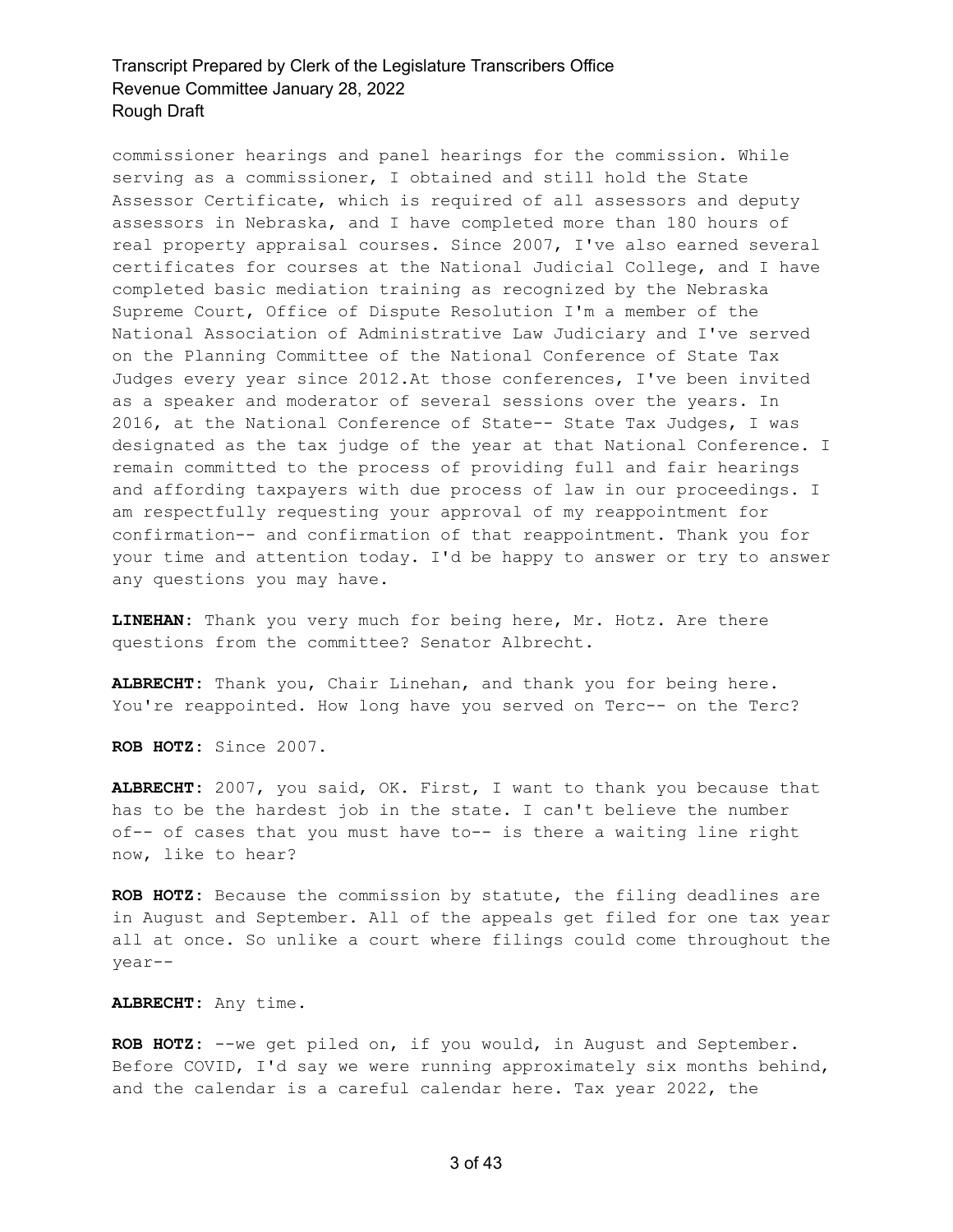commissioner hearings and panel hearings for the commission. While serving as a commissioner, I obtained and still hold the State Assessor Certificate, which is required of all assessors and deputy assessors in Nebraska, and I have completed more than 180 hours of real property appraisal courses. Since 2007, I've also earned several certificates for courses at the National Judicial College, and I have completed basic mediation training as recognized by the Nebraska Supreme Court, Office of Dispute Resolution I'm a member of the National Association of Administrative Law Judiciary and I've served on the Planning Committee of the National Conference of State Tax Judges every year since 2012.At those conferences, I've been invited as a speaker and moderator of several sessions over the years. In 2016, at the National Conference of State-- State Tax Judges, I was designated as the tax judge of the year at that National Conference. I remain committed to the process of providing full and fair hearings and affording taxpayers with due process of law in our proceedings. I am respectfully requesting your approval of my reappointment for confirmation-- and confirmation of that reappointment. Thank you for your time and attention today. I'd be happy to answer or try to answer any questions you may have.

**LINEHAN:** Thank you very much for being here, Mr. Hotz. Are there questions from the committee? Senator Albrecht.

**ALBRECHT:** Thank you, Chair Linehan, and thank you for being here. You're reappointed. How long have you served on Terc-- on the Terc?

**ROB HOTZ:** Since 2007.

**ALBRECHT:** 2007, you said, OK. First, I want to thank you because that has to be the hardest job in the state. I can't believe the number of-- of cases that you must have to-- is there a waiting line right now, like to hear?

**ROB HOTZ:** Because the commission by statute, the filing deadlines are in August and September. All of the appeals get filed for one tax year all at once. So unlike a court where filings could come throughout the year--

**ALBRECHT:** Any time.

**ROB HOTZ:** --we get piled on, if you would, in August and September. Before COVID, I'd say we were running approximately six months behind, and the calendar is a careful calendar here. Tax year 2022, the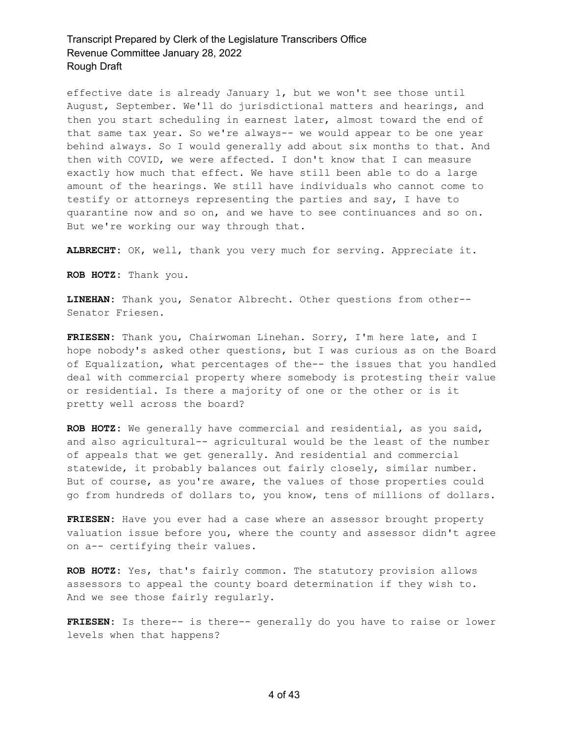effective date is already January 1, but we won't see those until August, September. We'll do jurisdictional matters and hearings, and then you start scheduling in earnest later, almost toward the end of that same tax year. So we're always-- we would appear to be one year behind always. So I would generally add about six months to that. And then with COVID, we were affected. I don't know that I can measure exactly how much that effect. We have still been able to do a large amount of the hearings. We still have individuals who cannot come to testify or attorneys representing the parties and say, I have to quarantine now and so on, and we have to see continuances and so on. But we're working our way through that.

**ALBRECHT:** OK, well, thank you very much for serving. Appreciate it.

**ROB HOTZ:** Thank you.

**LINEHAN:** Thank you, Senator Albrecht. Other questions from other-- Senator Friesen.

**FRIESEN:** Thank you, Chairwoman Linehan. Sorry, I'm here late, and I hope nobody's asked other questions, but I was curious as on the Board of Equalization, what percentages of the-- the issues that you handled deal with commercial property where somebody is protesting their value or residential. Is there a majority of one or the other or is it pretty well across the board?

**ROB HOTZ:** We generally have commercial and residential, as you said, and also agricultural-- agricultural would be the least of the number of appeals that we get generally. And residential and commercial statewide, it probably balances out fairly closely, similar number. But of course, as you're aware, the values of those properties could go from hundreds of dollars to, you know, tens of millions of dollars.

**FRIESEN:** Have you ever had a case where an assessor brought property valuation issue before you, where the county and assessor didn't agree on a-- certifying their values.

**ROB HOTZ:** Yes, that's fairly common. The statutory provision allows assessors to appeal the county board determination if they wish to. And we see those fairly regularly.

**FRIESEN:** Is there-- is there-- generally do you have to raise or lower levels when that happens?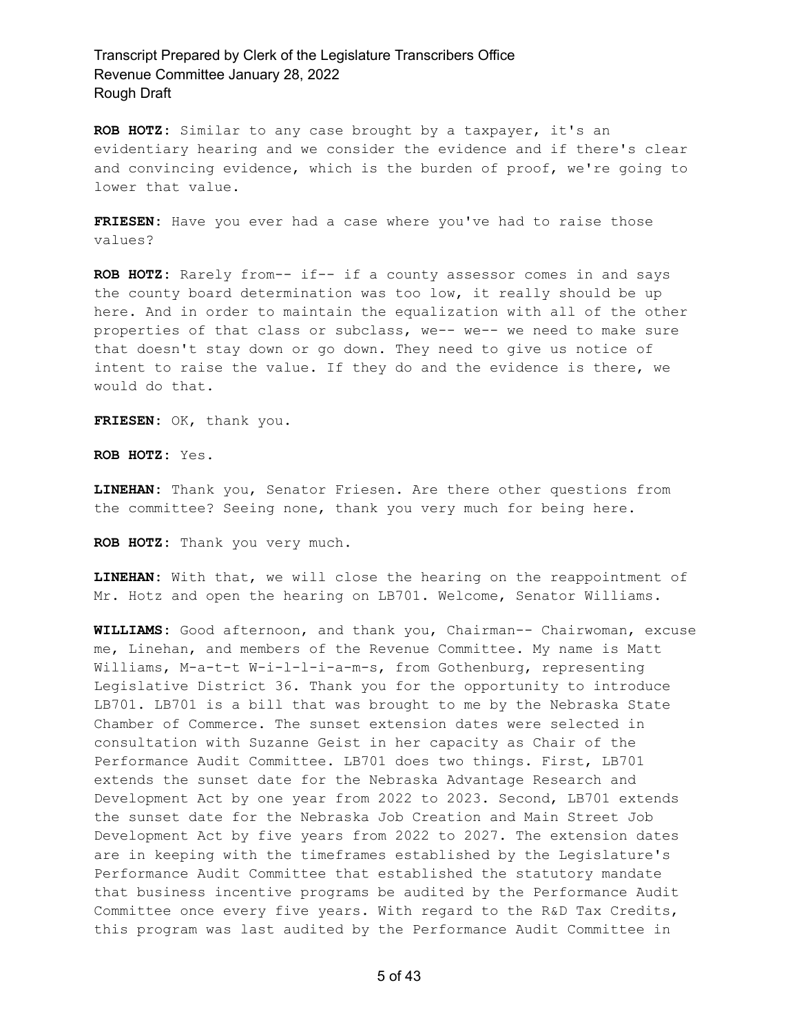**ROB HOTZ:** Similar to any case brought by a taxpayer, it's an evidentiary hearing and we consider the evidence and if there's clear and convincing evidence, which is the burden of proof, we're going to lower that value.

**FRIESEN:** Have you ever had a case where you've had to raise those values?

**ROB HOTZ:** Rarely from-- if-- if a county assessor comes in and says the county board determination was too low, it really should be up here. And in order to maintain the equalization with all of the other properties of that class or subclass, we-- we-- we need to make sure that doesn't stay down or go down. They need to give us notice of intent to raise the value. If they do and the evidence is there, we would do that.

**FRIESEN:** OK, thank you.

**ROB HOTZ:** Yes.

**LINEHAN:** Thank you, Senator Friesen. Are there other questions from the committee? Seeing none, thank you very much for being here.

**ROB HOTZ:** Thank you very much.

**LINEHAN:** With that, we will close the hearing on the reappointment of Mr. Hotz and open the hearing on LB701. Welcome, Senator Williams.

**WILLIAMS:** Good afternoon, and thank you, Chairman-- Chairwoman, excuse me, Linehan, and members of the Revenue Committee. My name is Matt Williams, M-a-t-t W-i-l-l-i-a-m-s, from Gothenburg, representing Legislative District 36. Thank you for the opportunity to introduce LB701. LB701 is a bill that was brought to me by the Nebraska State Chamber of Commerce. The sunset extension dates were selected in consultation with Suzanne Geist in her capacity as Chair of the Performance Audit Committee. LB701 does two things. First, LB701 extends the sunset date for the Nebraska Advantage Research and Development Act by one year from 2022 to 2023. Second, LB701 extends the sunset date for the Nebraska Job Creation and Main Street Job Development Act by five years from 2022 to 2027. The extension dates are in keeping with the timeframes established by the Legislature's Performance Audit Committee that established the statutory mandate that business incentive programs be audited by the Performance Audit Committee once every five years. With regard to the R&D Tax Credits, this program was last audited by the Performance Audit Committee in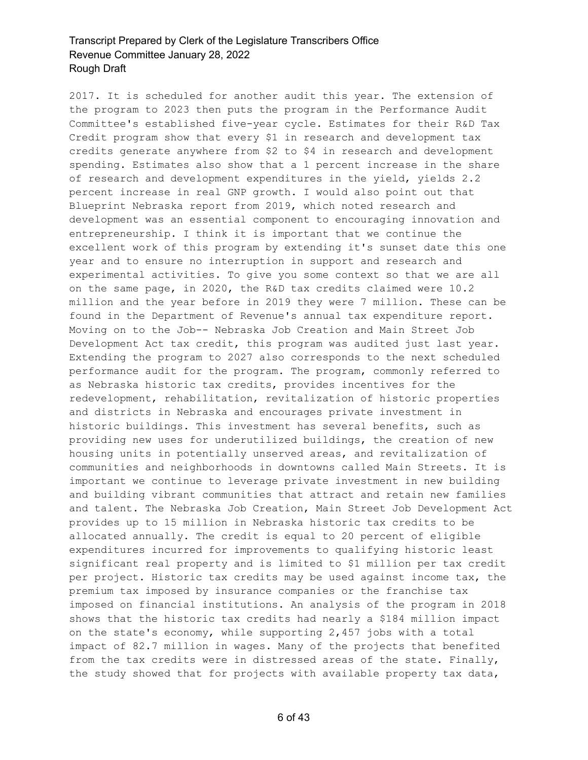2017. It is scheduled for another audit this year. The extension of the program to 2023 then puts the program in the Performance Audit Committee's established five-year cycle. Estimates for their R&D Tax Credit program show that every $1 in research and development tax credits generate anywhere from $2 to $4 in research and development spending. Estimates also show that a 1 percent increase in the share of research and development expenditures in the yield, yields 2.2 percent increase in real GNP growth. I would also point out that Blueprint Nebraska report from 2019, which noted research and development was an essential component to encouraging innovation and entrepreneurship. I think it is important that we continue the excellent work of this program by extending it's sunset date this one year and to ensure no interruption in support and research and experimental activities. To give you some context so that we are all on the same page, in 2020, the R&D tax credits claimed were 10.2 million and the year before in 2019 they were 7 million. These can be found in the Department of Revenue's annual tax expenditure report. Moving on to the Job-- Nebraska Job Creation and Main Street Job Development Act tax credit, this program was audited just last year. Extending the program to 2027 also corresponds to the next scheduled performance audit for the program. The program, commonly referred to as Nebraska historic tax credits, provides incentives for the redevelopment, rehabilitation, revitalization of historic properties and districts in Nebraska and encourages private investment in historic buildings. This investment has several benefits, such as providing new uses for underutilized buildings, the creation of new housing units in potentially unserved areas, and revitalization of communities and neighborhoods in downtowns called Main Streets. It is important we continue to leverage private investment in new building and building vibrant communities that attract and retain new families and talent. The Nebraska Job Creation, Main Street Job Development Act provides up to 15 million in Nebraska historic tax credits to be allocated annually. The credit is equal to 20 percent of eligible expenditures incurred for improvements to qualifying historic least significant real property and is limited to $1 million per tax credit per project. Historic tax credits may be used against income tax, the premium tax imposed by insurance companies or the franchise tax imposed on financial institutions. An analysis of the program in 2018 shows that the historic tax credits had nearly a $184 million impact on the state's economy, while supporting 2,457 jobs with a total impact of 82.7 million in wages. Many of the projects that benefited from the tax credits were in distressed areas of the state. Finally, the study showed that for projects with available property tax data,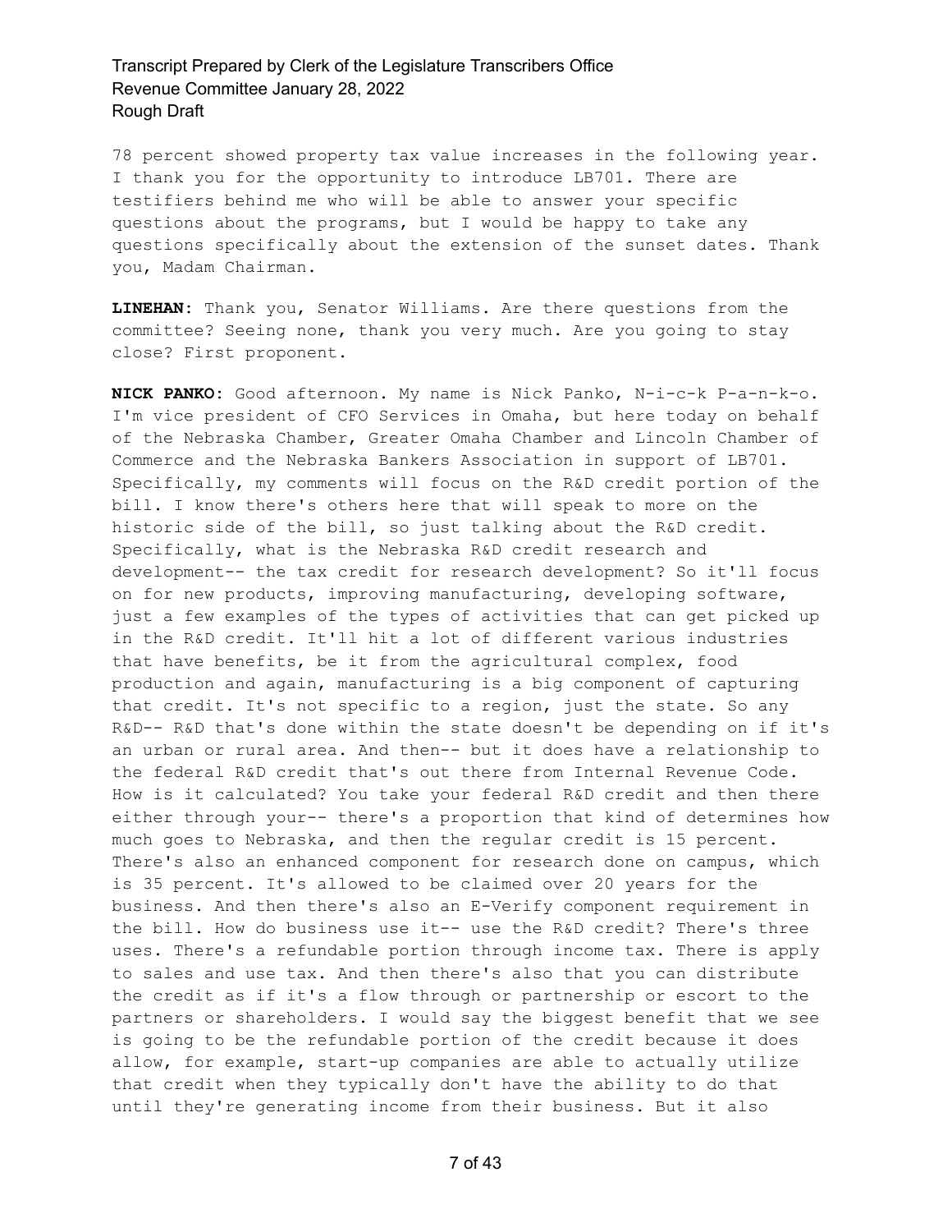78 percent showed property tax value increases in the following year. I thank you for the opportunity to introduce LB701. There are testifiers behind me who will be able to answer your specific questions about the programs, but I would be happy to take any questions specifically about the extension of the sunset dates. Thank you, Madam Chairman.

**LINEHAN:** Thank you, Senator Williams. Are there questions from the committee? Seeing none, thank you very much. Are you going to stay close? First proponent.

**NICK PANKO:** Good afternoon. My name is Nick Panko, N-i-c-k P-a-n-k-o. I'm vice president of CFO Services in Omaha, but here today on behalf of the Nebraska Chamber, Greater Omaha Chamber and Lincoln Chamber of Commerce and the Nebraska Bankers Association in support of LB701. Specifically, my comments will focus on the R&D credit portion of the bill. I know there's others here that will speak to more on the historic side of the bill, so just talking about the R&D credit. Specifically, what is the Nebraska R&D credit research and development-- the tax credit for research development? So it'll focus on for new products, improving manufacturing, developing software, just a few examples of the types of activities that can get picked up in the R&D credit. It'll hit a lot of different various industries that have benefits, be it from the agricultural complex, food production and again, manufacturing is a big component of capturing that credit. It's not specific to a region, just the state. So any R&D-- R&D that's done within the state doesn't be depending on if it's an urban or rural area. And then-- but it does have a relationship to the federal R&D credit that's out there from Internal Revenue Code. How is it calculated? You take your federal R&D credit and then there either through your-- there's a proportion that kind of determines how much goes to Nebraska, and then the regular credit is 15 percent. There's also an enhanced component for research done on campus, which is 35 percent. It's allowed to be claimed over 20 years for the business. And then there's also an E-Verify component requirement in the bill. How do business use it-- use the R&D credit? There's three uses. There's a refundable portion through income tax. There is apply to sales and use tax. And then there's also that you can distribute the credit as if it's a flow through or partnership or escort to the partners or shareholders. I would say the biggest benefit that we see is going to be the refundable portion of the credit because it does allow, for example, start-up companies are able to actually utilize that credit when they typically don't have the ability to do that until they're generating income from their business. But it also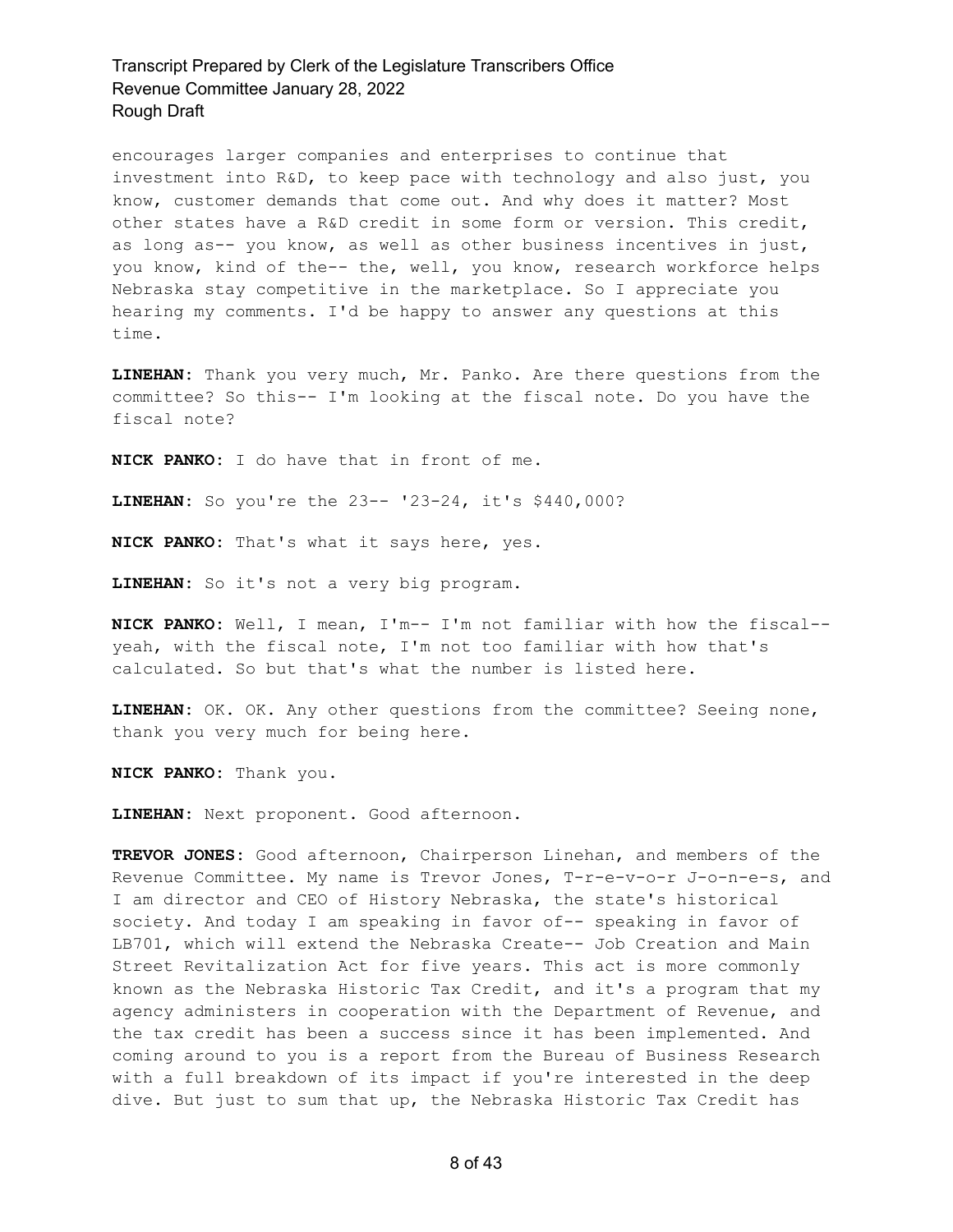encourages larger companies and enterprises to continue that investment into R&D, to keep pace with technology and also just, you know, customer demands that come out. And why does it matter? Most other states have a R&D credit in some form or version. This credit, as long as-- you know, as well as other business incentives in just, you know, kind of the-- the, well, you know, research workforce helps Nebraska stay competitive in the marketplace. So I appreciate you hearing my comments. I'd be happy to answer any questions at this time.

**LINEHAN:** Thank you very much, Mr. Panko. Are there questions from the committee? So this-- I'm looking at the fiscal note. Do you have the fiscal note?

**NICK PANKO:** I do have that in front of me.

**LINEHAN:** So you're the 23-- '23-24, it's $440,000?

**NICK PANKO:** That's what it says here, yes.

**LINEHAN:** So it's not a very big program.

**NICK PANKO:** Well, I mean, I'm-- I'm not familiar with how the fiscal-- yeah, with the fiscal note, I'm not too familiar with how that's calculated. So but that's what the number is listed here.

**LINEHAN:** OK. OK. Any other questions from the committee? Seeing none, thank you very much for being here.

**NICK PANKO:** Thank you.

**LINEHAN:** Next proponent. Good afternoon.

**TREVOR JONES:** Good afternoon, Chairperson Linehan, and members of the Revenue Committee. My name is Trevor Jones, T-r-e-v-o-r J-o-n-e-s, and I am director and CEO of History Nebraska, the state's historical society. And today I am speaking in favor of-- speaking in favor of LB701, which will extend the Nebraska Create-- Job Creation and Main Street Revitalization Act for five years. This act is more commonly known as the Nebraska Historic Tax Credit, and it's a program that my agency administers in cooperation with the Department of Revenue, and the tax credit has been a success since it has been implemented. And coming around to you is a report from the Bureau of Business Research with a full breakdown of its impact if you're interested in the deep dive. But just to sum that up, the Nebraska Historic Tax Credit has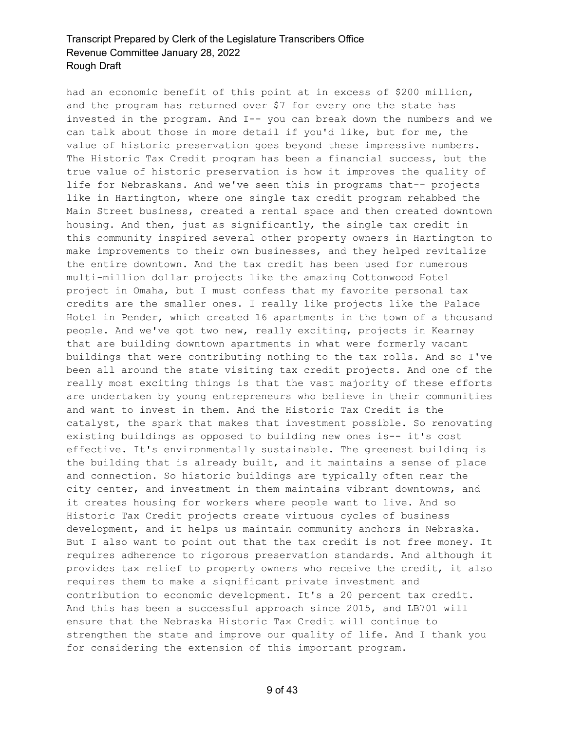had an economic benefit of this point at in excess of $200 million, and the program has returned over $7 for every one the state has invested in the program. And I-- you can break down the numbers and we can talk about those in more detail if you'd like, but for me, the value of historic preservation goes beyond these impressive numbers. The Historic Tax Credit program has been a financial success, but the true value of historic preservation is how it improves the quality of life for Nebraskans. And we've seen this in programs that-- projects like in Hartington, where one single tax credit program rehabbed the Main Street business, created a rental space and then created downtown housing. And then, just as significantly, the single tax credit in this community inspired several other property owners in Hartington to make improvements to their own businesses, and they helped revitalize the entire downtown. And the tax credit has been used for numerous multi-million dollar projects like the amazing Cottonwood Hotel project in Omaha, but I must confess that my favorite personal tax credits are the smaller ones. I really like projects like the Palace Hotel in Pender, which created 16 apartments in the town of a thousand people. And we've got two new, really exciting, projects in Kearney that are building downtown apartments in what were formerly vacant buildings that were contributing nothing to the tax rolls. And so I've been all around the state visiting tax credit projects. And one of the really most exciting things is that the vast majority of these efforts are undertaken by young entrepreneurs who believe in their communities and want to invest in them. And the Historic Tax Credit is the catalyst, the spark that makes that investment possible. So renovating existing buildings as opposed to building new ones is-- it's cost effective. It's environmentally sustainable. The greenest building is the building that is already built, and it maintains a sense of place and connection. So historic buildings are typically often near the city center, and investment in them maintains vibrant downtowns, and it creates housing for workers where people want to live. And so Historic Tax Credit projects create virtuous cycles of business development, and it helps us maintain community anchors in Nebraska. But I also want to point out that the tax credit is not free money. It requires adherence to rigorous preservation standards. And although it provides tax relief to property owners who receive the credit, it also requires them to make a significant private investment and contribution to economic development. It's a 20 percent tax credit. And this has been a successful approach since 2015, and LB701 will ensure that the Nebraska Historic Tax Credit will continue to strengthen the state and improve our quality of life. And I thank you for considering the extension of this important program.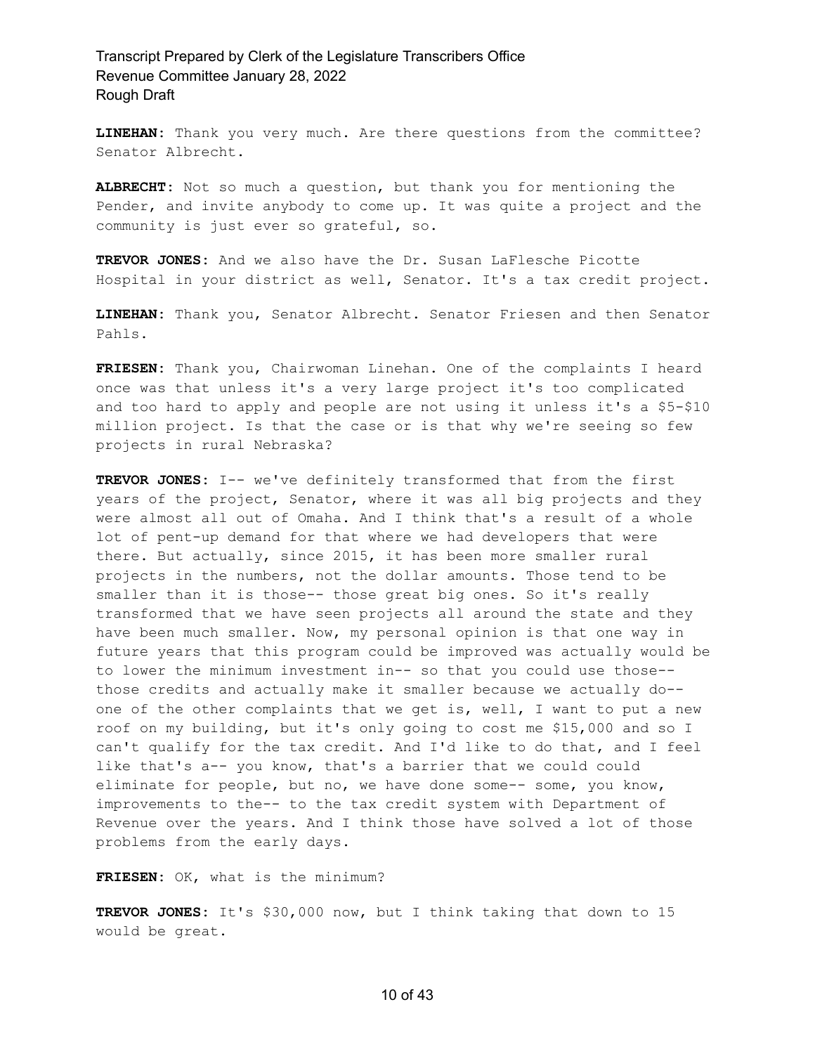**LINEHAN:** Thank you very much. Are there questions from the committee? Senator Albrecht.

**ALBRECHT:** Not so much a question, but thank you for mentioning the Pender, and invite anybody to come up. It was quite a project and the community is just ever so grateful, so.

**TREVOR JONES:** And we also have the Dr. Susan LaFlesche Picotte Hospital in your district as well, Senator. It's a tax credit project.

**LINEHAN:** Thank you, Senator Albrecht. Senator Friesen and then Senator Pahls.

**FRIESEN:** Thank you, Chairwoman Linehan. One of the complaints I heard once was that unless it's a very large project it's too complicated and too hard to apply and people are not using it unless it's a $5-$10 million project. Is that the case or is that why we're seeing so few projects in rural Nebraska?

**TREVOR JONES:** I-- we've definitely transformed that from the first years of the project, Senator, where it was all big projects and they were almost all out of Omaha. And I think that's a result of a whole lot of pent-up demand for that where we had developers that were there. But actually, since 2015, it has been more smaller rural projects in the numbers, not the dollar amounts. Those tend to be smaller than it is those-- those great big ones. So it's really transformed that we have seen projects all around the state and they have been much smaller. Now, my personal opinion is that one way in future years that this program could be improved was actually would be to lower the minimum investment in-- so that you could use those-- those credits and actually make it smaller because we actually do-- one of the other complaints that we get is, well, I want to put a new roof on my building, but it's only going to cost me $15,000 and so I can't qualify for the tax credit. And I'd like to do that, and I feel like that's a-- you know, that's a barrier that we could could eliminate for people, but no, we have done some-- some, you know, improvements to the-- to the tax credit system with Department of Revenue over the years. And I think those have solved a lot of those problems from the early days.

**FRIESEN:** OK, what is the minimum?

**TREVOR JONES:** It's $30,000 now, but I think taking that down to 15 would be great.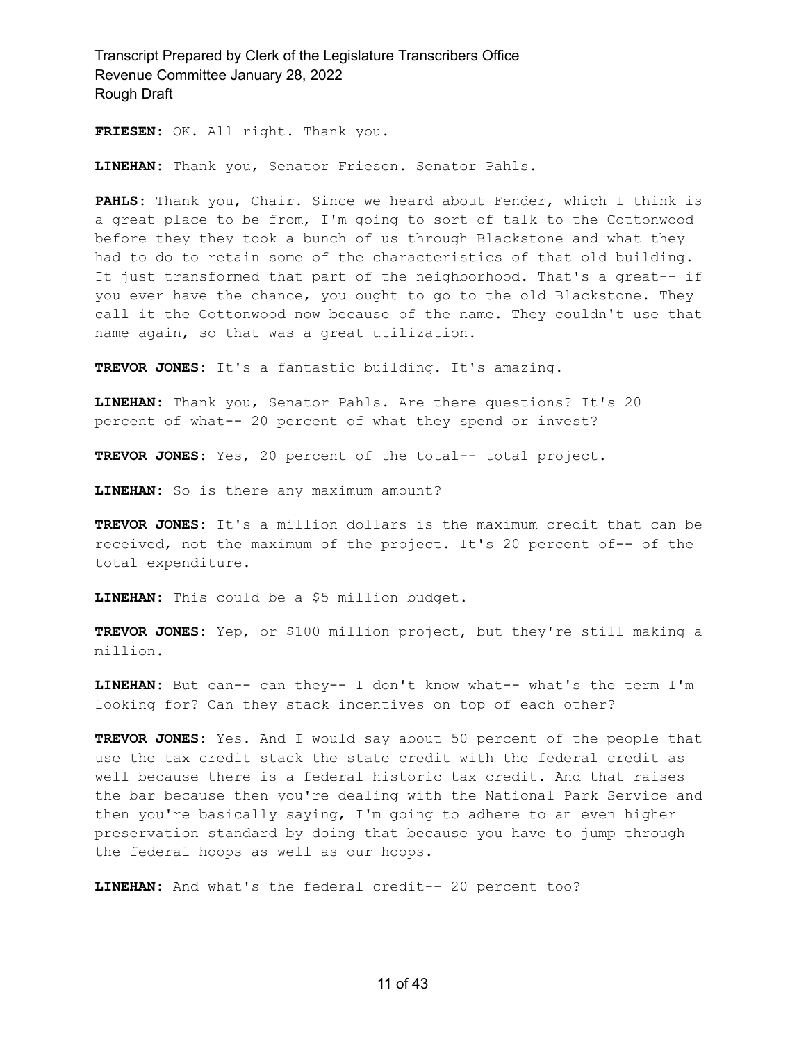**FRIESEN:** OK. All right. Thank you.

**LINEHAN:** Thank you, Senator Friesen. Senator Pahls.

**PAHLS:** Thank you, Chair. Since we heard about Fender, which I think is a great place to be from, I'm going to sort of talk to the Cottonwood before they they took a bunch of us through Blackstone and what they had to do to retain some of the characteristics of that old building. It just transformed that part of the neighborhood. That's a great-- if you ever have the chance, you ought to go to the old Blackstone. They call it the Cottonwood now because of the name. They couldn't use that name again, so that was a great utilization.

**TREVOR JONES:** It's a fantastic building. It's amazing.

**LINEHAN:** Thank you, Senator Pahls. Are there questions? It's 20 percent of what-- 20 percent of what they spend or invest?

**TREVOR JONES:** Yes, 20 percent of the total-- total project.

**LINEHAN:** So is there any maximum amount?

**TREVOR JONES:** It's a million dollars is the maximum credit that can be received, not the maximum of the project. It's 20 percent of-- of the total expenditure.

**LINEHAN:** This could be a $5 million budget.

**TREVOR JONES:** Yep, or $100 million project, but they're still making a million.

**LINEHAN:** But can-- can they-- I don't know what-- what's the term I'm looking for? Can they stack incentives on top of each other?

**TREVOR JONES:** Yes. And I would say about 50 percent of the people that use the tax credit stack the state credit with the federal credit as well because there is a federal historic tax credit. And that raises the bar because then you're dealing with the National Park Service and then you're basically saying, I'm going to adhere to an even higher preservation standard by doing that because you have to jump through the federal hoops as well as our hoops.

**LINEHAN:** And what's the federal credit-- 20 percent too?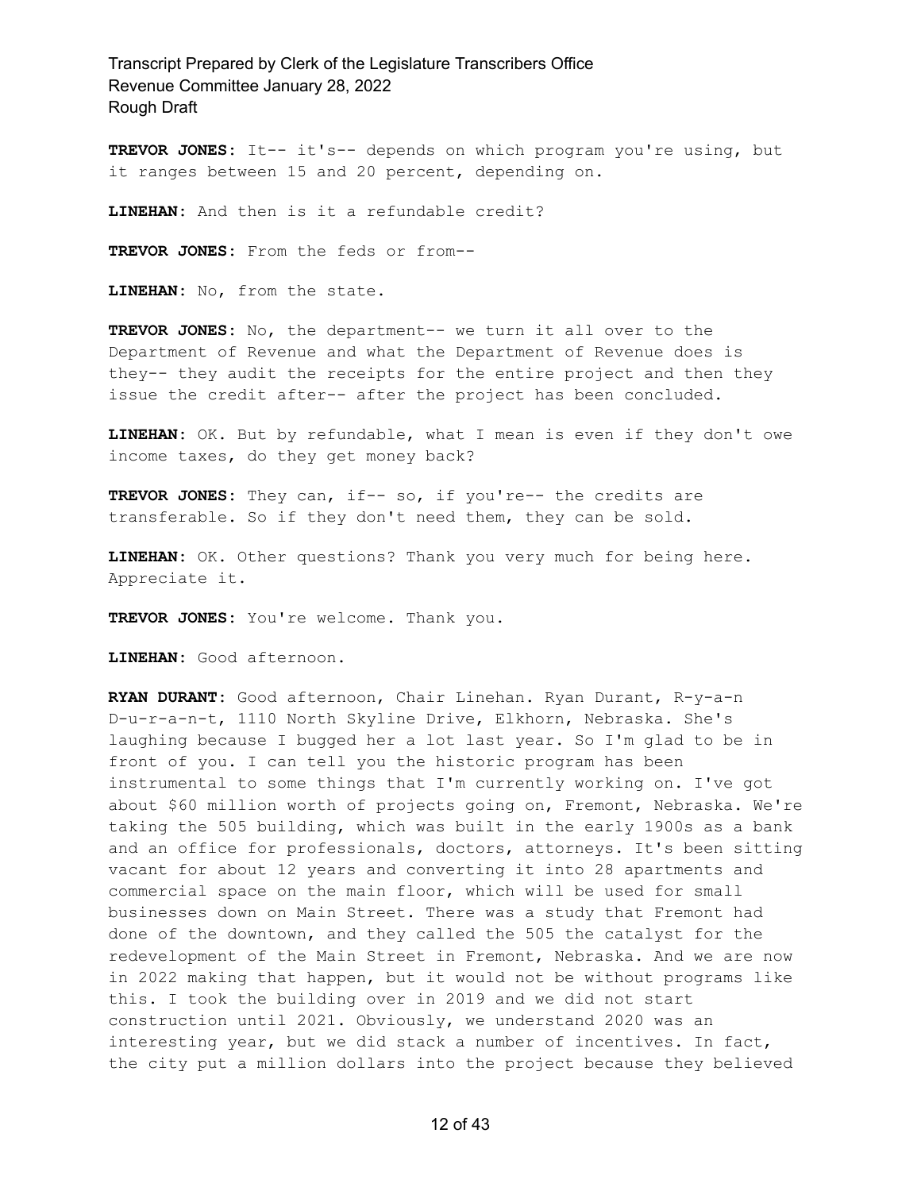**TREVOR JONES:** It-- it's-- depends on which program you're using, but it ranges between 15 and 20 percent, depending on.

**LINEHAN:** And then is it a refundable credit?

**TREVOR JONES:** From the feds or from--

**LINEHAN:** No, from the state.

**TREVOR JONES:** No, the department-- we turn it all over to the Department of Revenue and what the Department of Revenue does is they-- they audit the receipts for the entire project and then they issue the credit after-- after the project has been concluded.

**LINEHAN:** OK. But by refundable, what I mean is even if they don't owe income taxes, do they get money back?

**TREVOR JONES:** They can, if-- so, if you're-- the credits are transferable. So if they don't need them, they can be sold.

**LINEHAN:** OK. Other questions? Thank you very much for being here. Appreciate it.

**TREVOR JONES:** You're welcome. Thank you.

**LINEHAN:** Good afternoon.

**RYAN DURANT:** Good afternoon, Chair Linehan. Ryan Durant, R-y-a-n D-u-r-a-n-t, 1110 North Skyline Drive, Elkhorn, Nebraska. She's laughing because I bugged her a lot last year. So I'm glad to be in front of you. I can tell you the historic program has been instrumental to some things that I'm currently working on. I've got about $60 million worth of projects going on, Fremont, Nebraska. We're taking the 505 building, which was built in the early 1900s as a bank and an office for professionals, doctors, attorneys. It's been sitting vacant for about 12 years and converting it into 28 apartments and commercial space on the main floor, which will be used for small businesses down on Main Street. There was a study that Fremont had done of the downtown, and they called the 505 the catalyst for the redevelopment of the Main Street in Fremont, Nebraska. And we are now in 2022 making that happen, but it would not be without programs like this. I took the building over in 2019 and we did not start construction until 2021. Obviously, we understand 2020 was an interesting year, but we did stack a number of incentives. In fact, the city put a million dollars into the project because they believed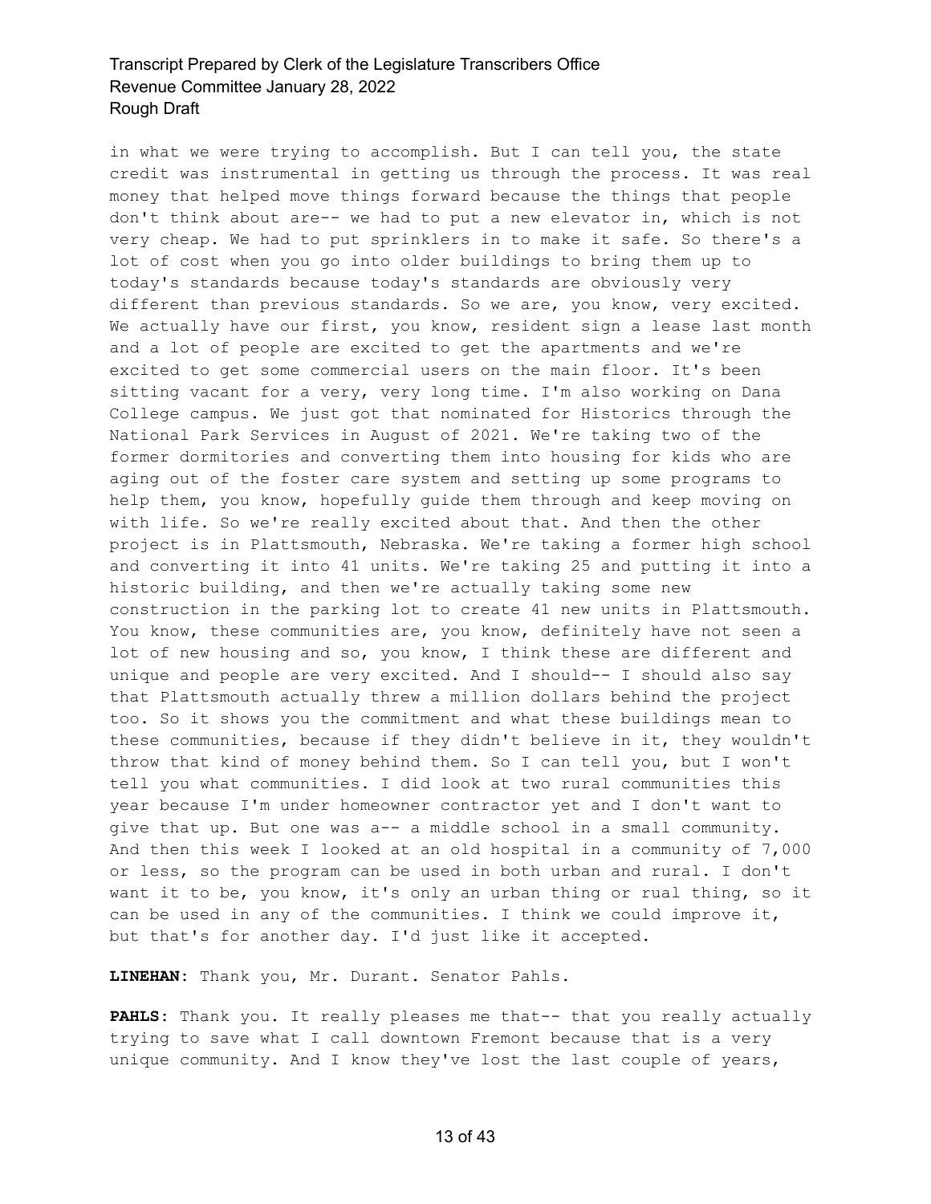in what we were trying to accomplish. But I can tell you, the state credit was instrumental in getting us through the process. It was real money that helped move things forward because the things that people don't think about are-- we had to put a new elevator in, which is not very cheap. We had to put sprinklers in to make it safe. So there's a lot of cost when you go into older buildings to bring them up to today's standards because today's standards are obviously very different than previous standards. So we are, you know, very excited. We actually have our first, you know, resident sign a lease last month and a lot of people are excited to get the apartments and we're excited to get some commercial users on the main floor. It's been sitting vacant for a very, very long time. I'm also working on Dana College campus. We just got that nominated for Historics through the National Park Services in August of 2021. We're taking two of the former dormitories and converting them into housing for kids who are aging out of the foster care system and setting up some programs to help them, you know, hopefully guide them through and keep moving on with life. So we're really excited about that. And then the other project is in Plattsmouth, Nebraska. We're taking a former high school and converting it into 41 units. We're taking 25 and putting it into a historic building, and then we're actually taking some new construction in the parking lot to create 41 new units in Plattsmouth. You know, these communities are, you know, definitely have not seen a lot of new housing and so, you know, I think these are different and unique and people are very excited. And I should-- I should also say that Plattsmouth actually threw a million dollars behind the project too. So it shows you the commitment and what these buildings mean to these communities, because if they didn't believe in it, they wouldn't throw that kind of money behind them. So I can tell you, but I won't tell you what communities. I did look at two rural communities this year because I'm under homeowner contractor yet and I don't want to give that up. But one was a-- a middle school in a small community. And then this week I looked at an old hospital in a community of 7,000 or less, so the program can be used in both urban and rural. I don't want it to be, you know, it's only an urban thing or rual thing, so it can be used in any of the communities. I think we could improve it, but that's for another day. I'd just like it accepted.

**LINEHAN:** Thank you, Mr. Durant. Senator Pahls.

**PAHLS:** Thank you. It really pleases me that-- that you really actually trying to save what I call downtown Fremont because that is a very unique community. And I know they've lost the last couple of years,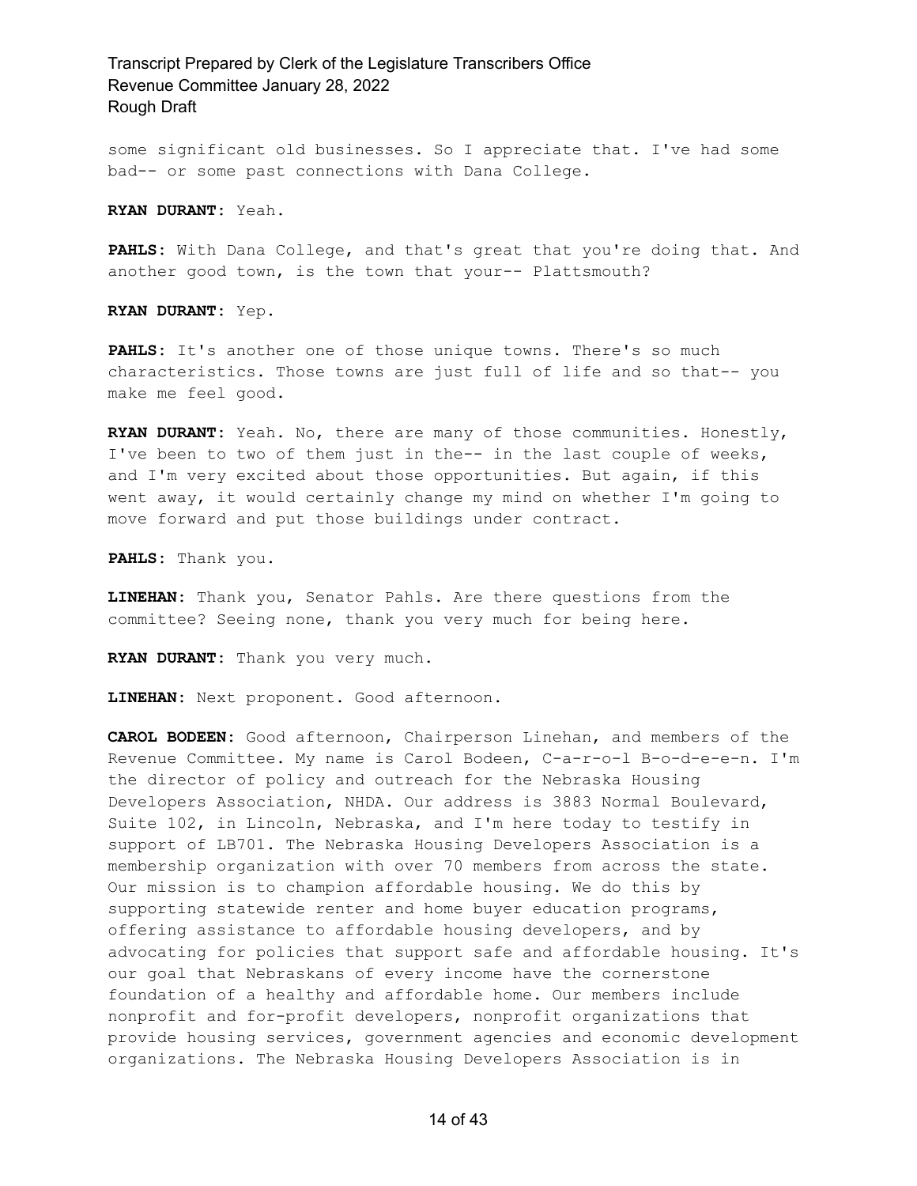some significant old businesses. So I appreciate that. I've had some bad-- or some past connections with Dana College.

**RYAN DURANT:** Yeah.

**PAHLS:** With Dana College, and that's great that you're doing that. And another good town, is the town that your-- Plattsmouth?

**RYAN DURANT:** Yep.

**PAHLS:** It's another one of those unique towns. There's so much characteristics. Those towns are just full of life and so that-- you make me feel good.

**RYAN DURANT:** Yeah. No, there are many of those communities. Honestly, I've been to two of them just in the-- in the last couple of weeks, and I'm very excited about those opportunities. But again, if this went away, it would certainly change my mind on whether I'm going to move forward and put those buildings under contract.

**PAHLS:** Thank you.

**LINEHAN:** Thank you, Senator Pahls. Are there questions from the committee? Seeing none, thank you very much for being here.

**RYAN DURANT:** Thank you very much.

**LINEHAN:** Next proponent. Good afternoon.

**CAROL BODEEN:** Good afternoon, Chairperson Linehan, and members of the Revenue Committee. My name is Carol Bodeen, C-a-r-o-l B-o-d-e-e-n. I'm the director of policy and outreach for the Nebraska Housing Developers Association, NHDA. Our address is 3883 Normal Boulevard, Suite 102, in Lincoln, Nebraska, and I'm here today to testify in support of LB701. The Nebraska Housing Developers Association is a membership organization with over 70 members from across the state. Our mission is to champion affordable housing. We do this by supporting statewide renter and home buyer education programs, offering assistance to affordable housing developers, and by advocating for policies that support safe and affordable housing. It's our goal that Nebraskans of every income have the cornerstone foundation of a healthy and affordable home. Our members include nonprofit and for-profit developers, nonprofit organizations that provide housing services, government agencies and economic development organizations. The Nebraska Housing Developers Association is in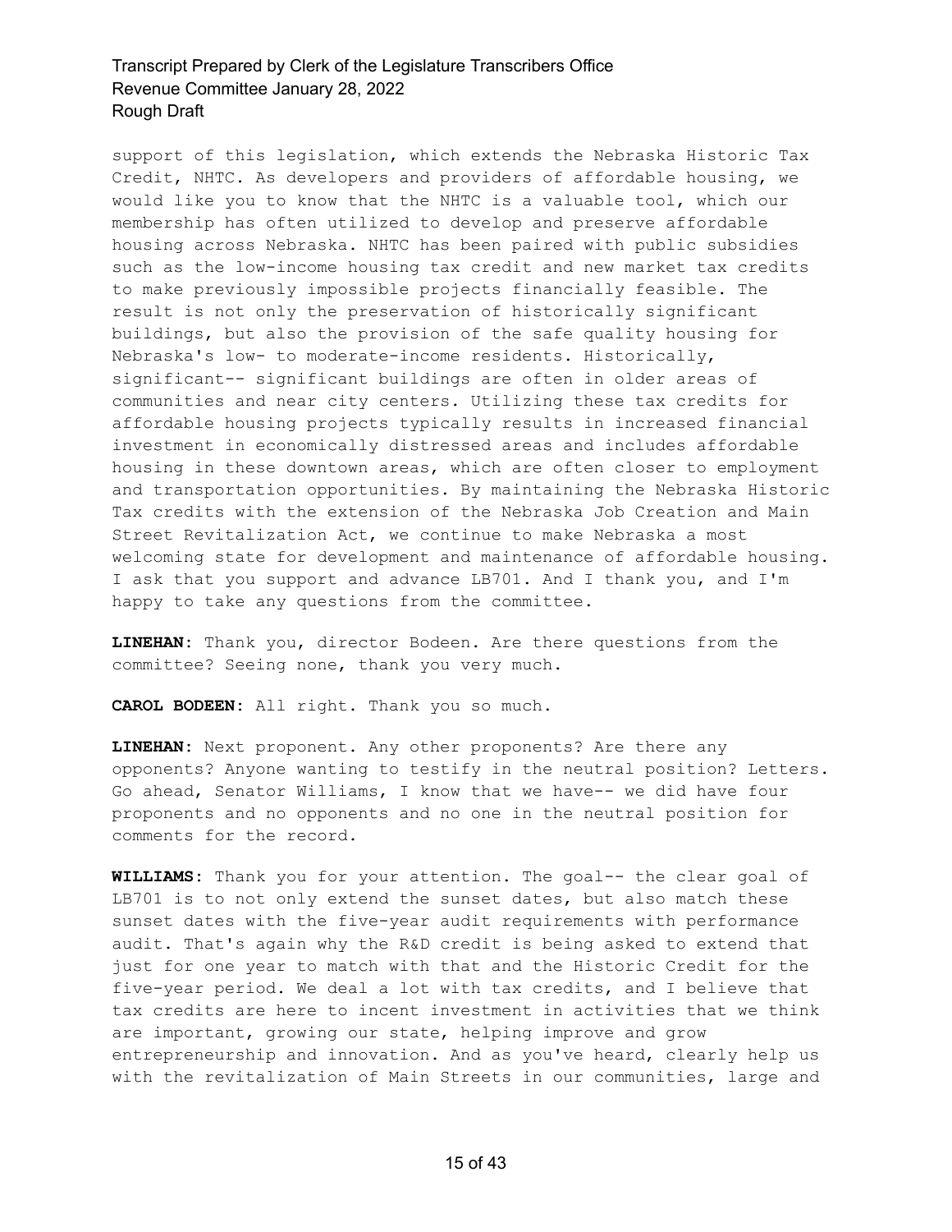support of this legislation, which extends the Nebraska Historic Tax Credit, NHTC. As developers and providers of affordable housing, we would like you to know that the NHTC is a valuable tool, which our membership has often utilized to develop and preserve affordable housing across Nebraska. NHTC has been paired with public subsidies such as the low-income housing tax credit and new market tax credits to make previously impossible projects financially feasible. The result is not only the preservation of historically significant buildings, but also the provision of the safe quality housing for Nebraska's low- to moderate-income residents. Historically, significant-- significant buildings are often in older areas of communities and near city centers. Utilizing these tax credits for affordable housing projects typically results in increased financial investment in economically distressed areas and includes affordable housing in these downtown areas, which are often closer to employment and transportation opportunities. By maintaining the Nebraska Historic Tax credits with the extension of the Nebraska Job Creation and Main Street Revitalization Act, we continue to make Nebraska a most welcoming state for development and maintenance of affordable housing. I ask that you support and advance LB701. And I thank you, and I'm happy to take any questions from the committee.

**LINEHAN:** Thank you, director Bodeen. Are there questions from the committee? Seeing none, thank you very much.

**CAROL BODEEN:** All right. Thank you so much.

**LINEHAN:** Next proponent. Any other proponents? Are there any opponents? Anyone wanting to testify in the neutral position? Letters. Go ahead, Senator Williams, I know that we have-- we did have four proponents and no opponents and no one in the neutral position for comments for the record.

**WILLIAMS:** Thank you for your attention. The goal-- the clear goal of LB701 is to not only extend the sunset dates, but also match these sunset dates with the five-year audit requirements with performance audit. That's again why the R&D credit is being asked to extend that just for one year to match with that and the Historic Credit for the five-year period. We deal a lot with tax credits, and I believe that tax credits are here to incent investment in activities that we think are important, growing our state, helping improve and grow entrepreneurship and innovation. And as you've heard, clearly help us with the revitalization of Main Streets in our communities, large and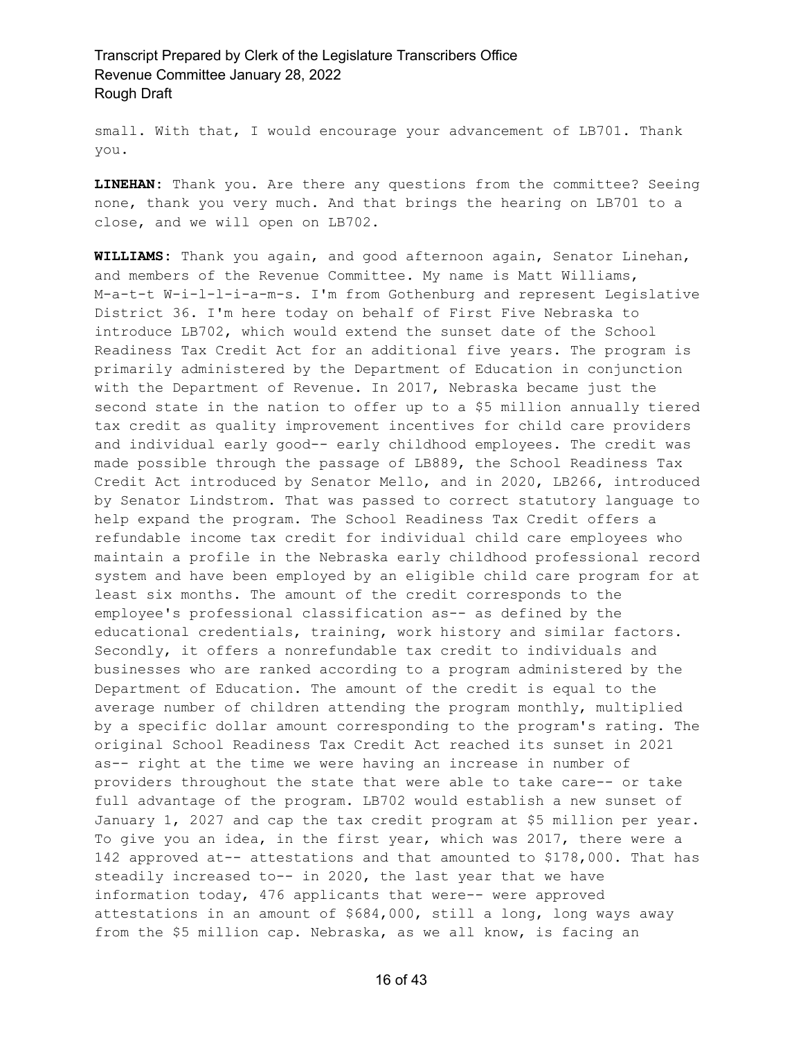small. With that, I would encourage your advancement of LB701. Thank you.

**LINEHAN:** Thank you. Are there any questions from the committee? Seeing none, thank you very much. And that brings the hearing on LB701 to a close, and we will open on LB702.

**WILLIAMS:** Thank you again, and good afternoon again, Senator Linehan, and members of the Revenue Committee. My name is Matt Williams, M-a-t-t W-i-l-l-i-a-m-s. I'm from Gothenburg and represent Legislative District 36. I'm here today on behalf of First Five Nebraska to introduce LB702, which would extend the sunset date of the School Readiness Tax Credit Act for an additional five years. The program is primarily administered by the Department of Education in conjunction with the Department of Revenue. In 2017, Nebraska became just the second state in the nation to offer up to a $5 million annually tiered tax credit as quality improvement incentives for child care providers and individual early good-- early childhood employees. The credit was made possible through the passage of LB889, the School Readiness Tax Credit Act introduced by Senator Mello, and in 2020, LB266, introduced by Senator Lindstrom. That was passed to correct statutory language to help expand the program. The School Readiness Tax Credit offers a refundable income tax credit for individual child care employees who maintain a profile in the Nebraska early childhood professional record system and have been employed by an eligible child care program for at least six months. The amount of the credit corresponds to the employee's professional classification as-- as defined by the educational credentials, training, work history and similar factors. Secondly, it offers a nonrefundable tax credit to individuals and businesses who are ranked according to a program administered by the Department of Education. The amount of the credit is equal to the average number of children attending the program monthly, multiplied by a specific dollar amount corresponding to the program's rating. The original School Readiness Tax Credit Act reached its sunset in 2021 as-- right at the time we were having an increase in number of providers throughout the state that were able to take care-- or take full advantage of the program. LB702 would establish a new sunset of January 1, 2027 and cap the tax credit program at $5 million per year. To give you an idea, in the first year, which was 2017, there were a 142 approved at-- attestations and that amounted to $178,000. That has steadily increased to-- in 2020, the last year that we have information today, 476 applicants that were-- were approved attestations in an amount of $684,000, still a long, long ways away from the $5 million cap. Nebraska, as we all know, is facing an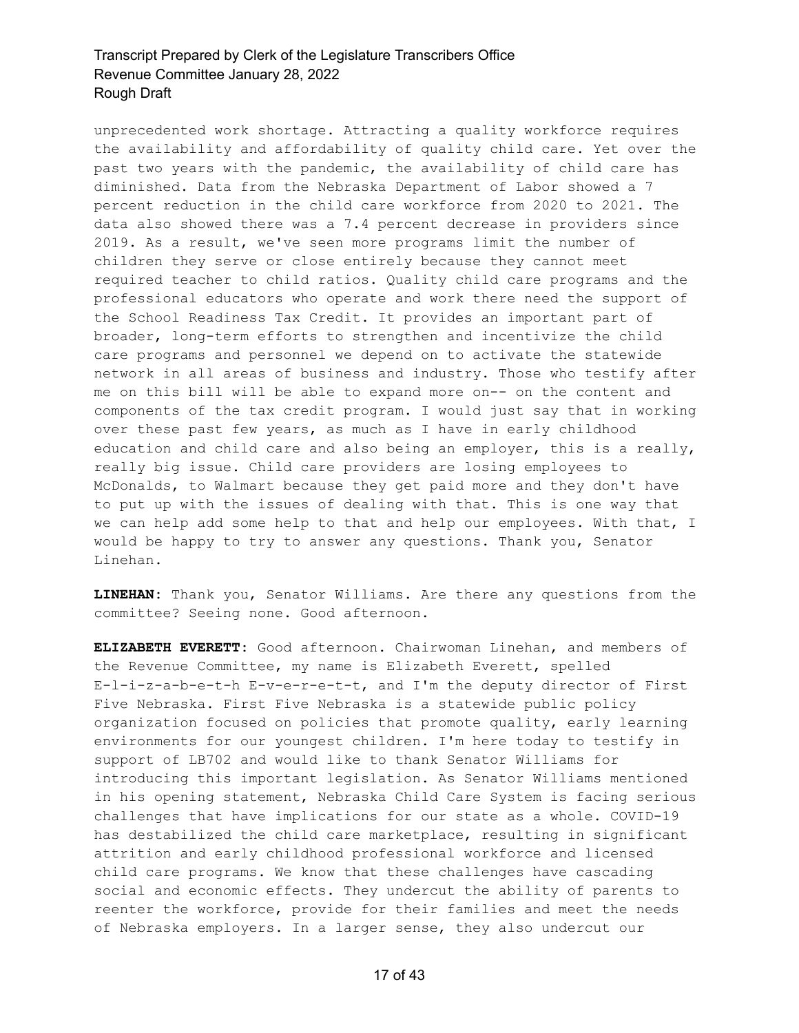unprecedented work shortage. Attracting a quality workforce requires the availability and affordability of quality child care. Yet over the past two years with the pandemic, the availability of child care has diminished. Data from the Nebraska Department of Labor showed a 7 percent reduction in the child care workforce from 2020 to 2021. The data also showed there was a 7.4 percent decrease in providers since 2019. As a result, we've seen more programs limit the number of children they serve or close entirely because they cannot meet required teacher to child ratios. Quality child care programs and the professional educators who operate and work there need the support of the School Readiness Tax Credit. It provides an important part of broader, long-term efforts to strengthen and incentivize the child care programs and personnel we depend on to activate the statewide network in all areas of business and industry. Those who testify after me on this bill will be able to expand more on-- on the content and components of the tax credit program. I would just say that in working over these past few years, as much as I have in early childhood education and child care and also being an employer, this is a really, really big issue. Child care providers are losing employees to McDonalds, to Walmart because they get paid more and they don't have to put up with the issues of dealing with that. This is one way that we can help add some help to that and help our employees. With that, I would be happy to try to answer any questions. Thank you, Senator Linehan.

**LINEHAN:** Thank you, Senator Williams. Are there any questions from the committee? Seeing none. Good afternoon.

**ELIZABETH EVERETT:** Good afternoon. Chairwoman Linehan, and members of the Revenue Committee, my name is Elizabeth Everett, spelled E-l-i-z-a-b-e-t-h E-v-e-r-e-t-t, and I'm the deputy director of First Five Nebraska. First Five Nebraska is a statewide public policy organization focused on policies that promote quality, early learning environments for our youngest children. I'm here today to testify in support of LB702 and would like to thank Senator Williams for introducing this important legislation. As Senator Williams mentioned in his opening statement, Nebraska Child Care System is facing serious challenges that have implications for our state as a whole. COVID-19 has destabilized the child care marketplace, resulting in significant attrition and early childhood professional workforce and licensed child care programs. We know that these challenges have cascading social and economic effects. They undercut the ability of parents to reenter the workforce, provide for their families and meet the needs of Nebraska employers. In a larger sense, they also undercut our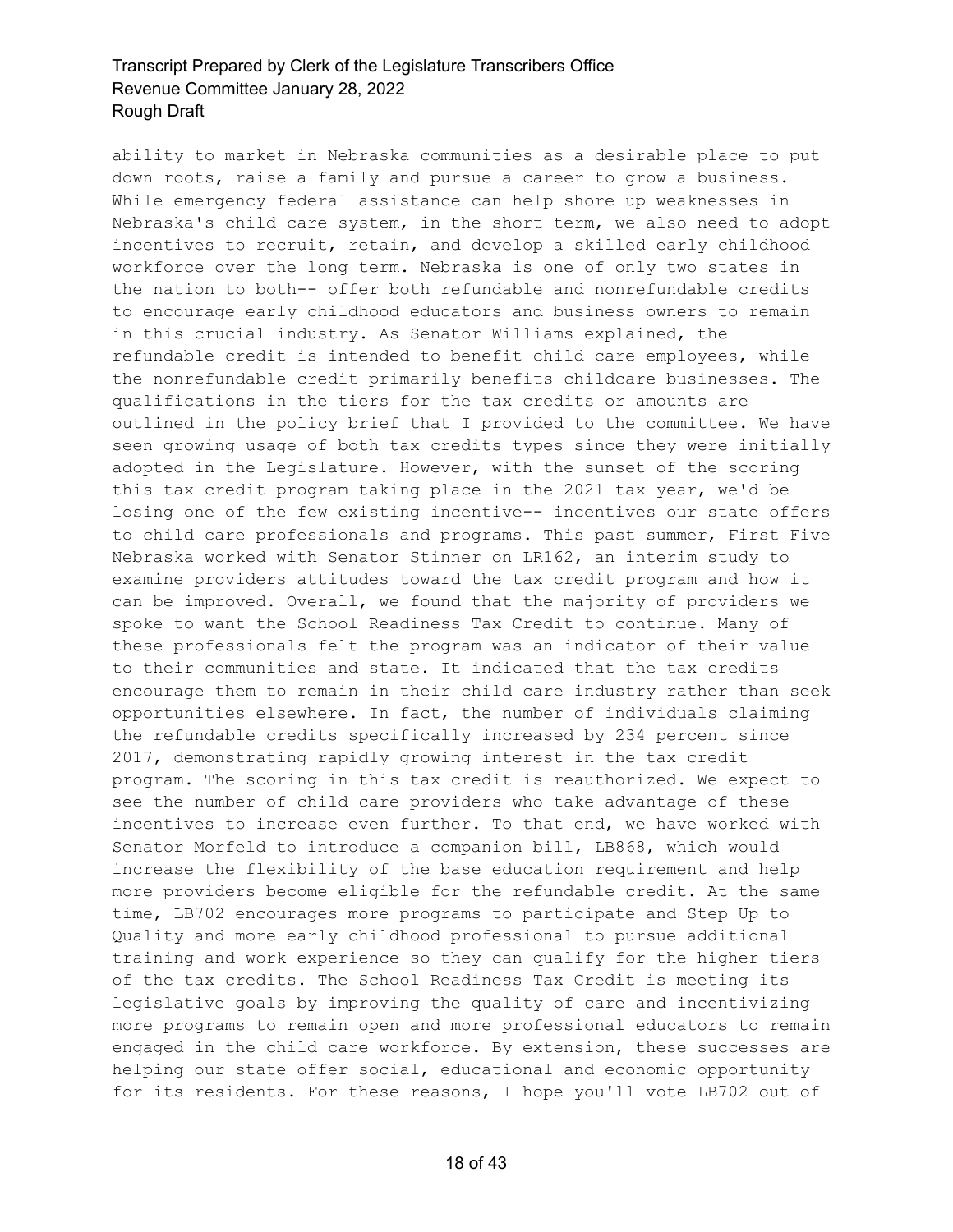ability to market in Nebraska communities as a desirable place to put down roots, raise a family and pursue a career to grow a business. While emergency federal assistance can help shore up weaknesses in Nebraska's child care system, in the short term, we also need to adopt incentives to recruit, retain, and develop a skilled early childhood workforce over the long term. Nebraska is one of only two states in the nation to both-- offer both refundable and nonrefundable credits to encourage early childhood educators and business owners to remain in this crucial industry. As Senator Williams explained, the refundable credit is intended to benefit child care employees, while the nonrefundable credit primarily benefits childcare businesses. The qualifications in the tiers for the tax credits or amounts are outlined in the policy brief that I provided to the committee. We have seen growing usage of both tax credits types since they were initially adopted in the Legislature. However, with the sunset of the scoring this tax credit program taking place in the 2021 tax year, we'd be losing one of the few existing incentive-- incentives our state offers to child care professionals and programs. This past summer, First Five Nebraska worked with Senator Stinner on LR162, an interim study to examine providers attitudes toward the tax credit program and how it can be improved. Overall, we found that the majority of providers we spoke to want the School Readiness Tax Credit to continue. Many of these professionals felt the program was an indicator of their value to their communities and state. It indicated that the tax credits encourage them to remain in their child care industry rather than seek opportunities elsewhere. In fact, the number of individuals claiming the refundable credits specifically increased by 234 percent since 2017, demonstrating rapidly growing interest in the tax credit program. The scoring in this tax credit is reauthorized. We expect to see the number of child care providers who take advantage of these incentives to increase even further. To that end, we have worked with Senator Morfeld to introduce a companion bill, LB868, which would increase the flexibility of the base education requirement and help more providers become eligible for the refundable credit. At the same time, LB702 encourages more programs to participate and Step Up to Quality and more early childhood professional to pursue additional training and work experience so they can qualify for the higher tiers of the tax credits. The School Readiness Tax Credit is meeting its legislative goals by improving the quality of care and incentivizing more programs to remain open and more professional educators to remain engaged in the child care workforce. By extension, these successes are helping our state offer social, educational and economic opportunity for its residents. For these reasons, I hope you'll vote LB702 out of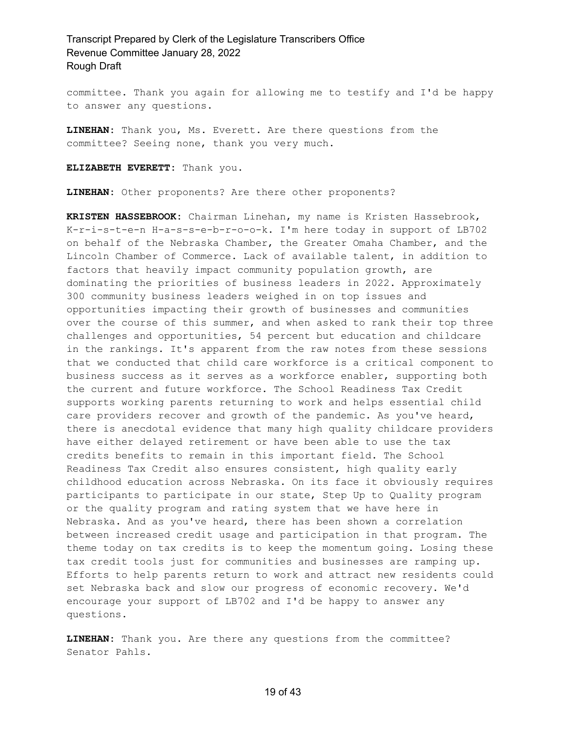committee. Thank you again for allowing me to testify and I'd be happy to answer any questions.

**LINEHAN:** Thank you, Ms. Everett. Are there questions from the committee? Seeing none, thank you very much.

**ELIZABETH EVERETT:** Thank you.

**LINEHAN:** Other proponents? Are there other proponents?

**KRISTEN HASSEBROOK:** Chairman Linehan, my name is Kristen Hassebrook, K-r-i-s-t-e-n H-a-s-s-e-b-r-o-o-k. I'm here today in support of LB702 on behalf of the Nebraska Chamber, the Greater Omaha Chamber, and the Lincoln Chamber of Commerce. Lack of available talent, in addition to factors that heavily impact community population growth, are dominating the priorities of business leaders in 2022. Approximately 300 community business leaders weighed in on top issues and opportunities impacting their growth of businesses and communities over the course of this summer, and when asked to rank their top three challenges and opportunities, 54 percent but education and childcare in the rankings. It's apparent from the raw notes from these sessions that we conducted that child care workforce is a critical component to business success as it serves as a workforce enabler, supporting both the current and future workforce. The School Readiness Tax Credit supports working parents returning to work and helps essential child care providers recover and growth of the pandemic. As you've heard, there is anecdotal evidence that many high quality childcare providers have either delayed retirement or have been able to use the tax credits benefits to remain in this important field. The School Readiness Tax Credit also ensures consistent, high quality early childhood education across Nebraska. On its face it obviously requires participants to participate in our state, Step Up to Quality program or the quality program and rating system that we have here in Nebraska. And as you've heard, there has been shown a correlation between increased credit usage and participation in that program. The theme today on tax credits is to keep the momentum going. Losing these tax credit tools just for communities and businesses are ramping up. Efforts to help parents return to work and attract new residents could set Nebraska back and slow our progress of economic recovery. We'd encourage your support of LB702 and I'd be happy to answer any questions.

**LINEHAN:** Thank you. Are there any questions from the committee? Senator Pahls.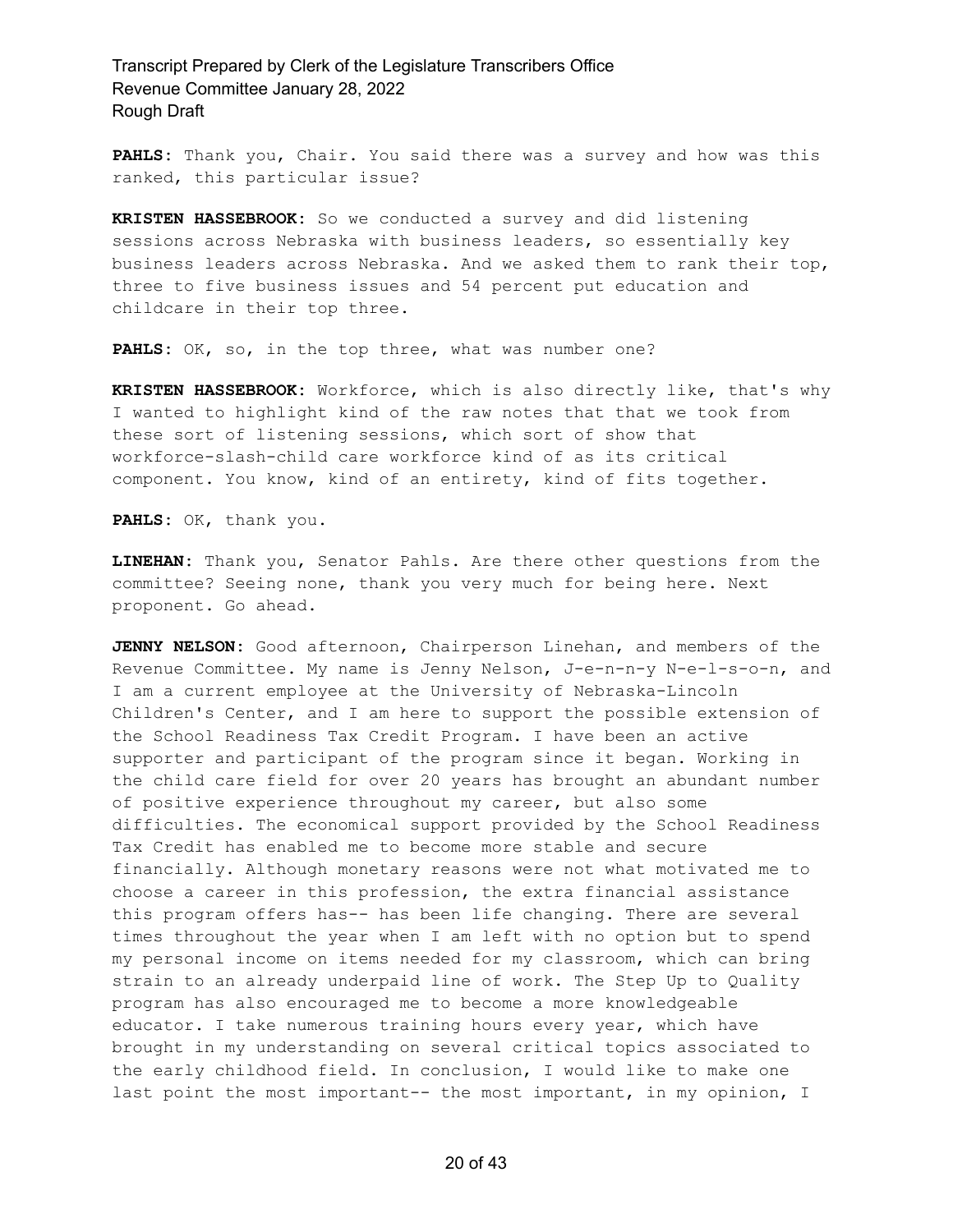**PAHLS:** Thank you, Chair. You said there was a survey and how was this ranked, this particular issue?

**KRISTEN HASSEBROOK:** So we conducted a survey and did listening sessions across Nebraska with business leaders, so essentially key business leaders across Nebraska. And we asked them to rank their top, three to five business issues and 54 percent put education and childcare in their top three.

**PAHLS:** OK, so, in the top three, what was number one?

**KRISTEN HASSEBROOK:** Workforce, which is also directly like, that's why I wanted to highlight kind of the raw notes that that we took from these sort of listening sessions, which sort of show that workforce-slash-child care workforce kind of as its critical component. You know, kind of an entirety, kind of fits together.

**PAHLS:** OK, thank you.

**LINEHAN:** Thank you, Senator Pahls. Are there other questions from the committee? Seeing none, thank you very much for being here. Next proponent. Go ahead.

**JENNY NELSON:** Good afternoon, Chairperson Linehan, and members of the Revenue Committee. My name is Jenny Nelson, J-e-n-n-y N-e-l-s-o-n, and I am a current employee at the University of Nebraska-Lincoln Children's Center, and I am here to support the possible extension of the School Readiness Tax Credit Program. I have been an active supporter and participant of the program since it began. Working in the child care field for over 20 years has brought an abundant number of positive experience throughout my career, but also some difficulties. The economical support provided by the School Readiness Tax Credit has enabled me to become more stable and secure financially. Although monetary reasons were not what motivated me to choose a career in this profession, the extra financial assistance this program offers has-- has been life changing. There are several times throughout the year when I am left with no option but to spend my personal income on items needed for my classroom, which can bring strain to an already underpaid line of work. The Step Up to Quality program has also encouraged me to become a more knowledgeable educator. I take numerous training hours every year, which have brought in my understanding on several critical topics associated to the early childhood field. In conclusion, I would like to make one last point the most important-- the most important, in my opinion, I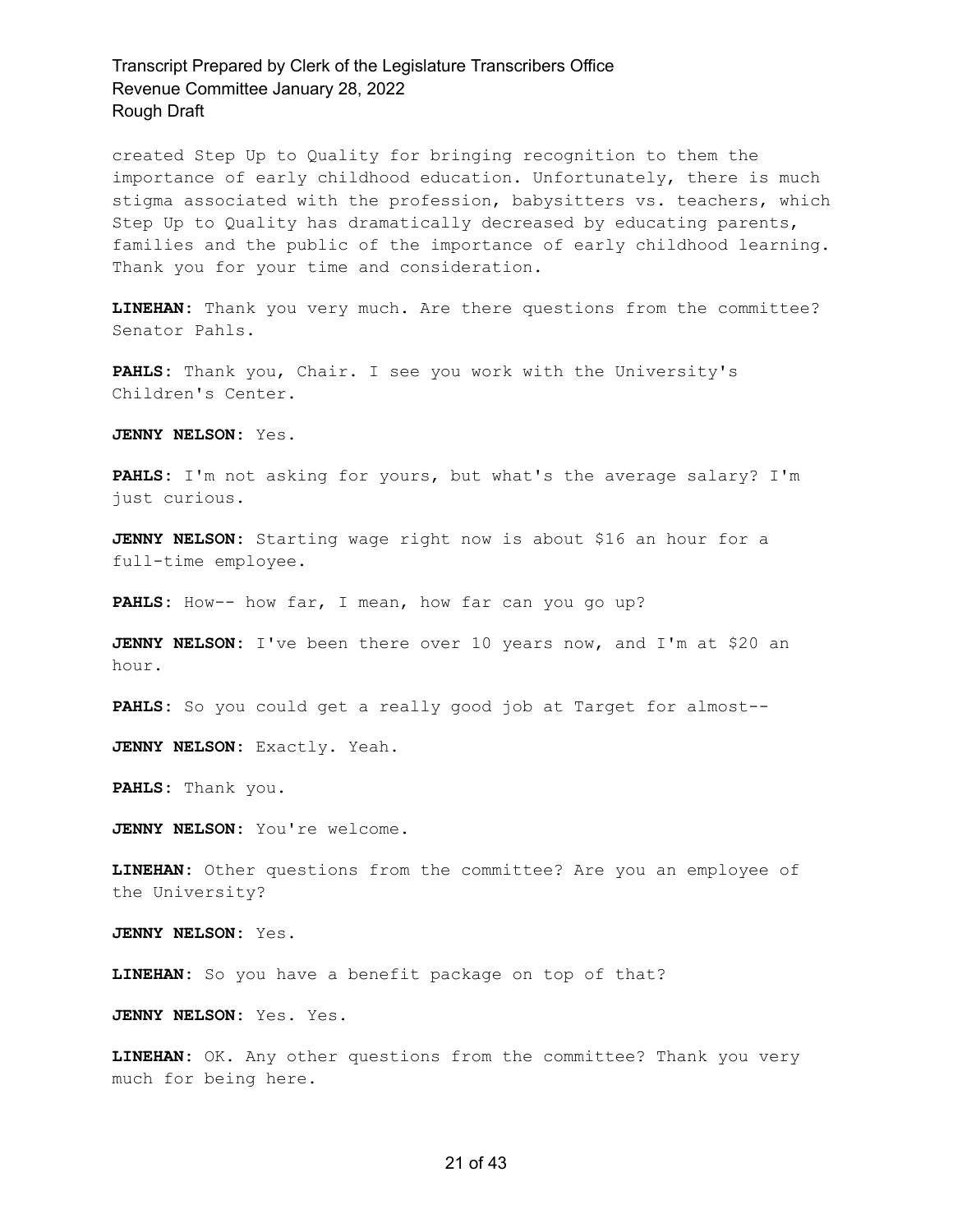created Step Up to Quality for bringing recognition to them the importance of early childhood education. Unfortunately, there is much stigma associated with the profession, babysitters vs. teachers, which Step Up to Quality has dramatically decreased by educating parents, families and the public of the importance of early childhood learning. Thank you for your time and consideration.

**LINEHAN:** Thank you very much. Are there questions from the committee? Senator Pahls.

**PAHLS:** Thank you, Chair. I see you work with the University's Children's Center.

**JENNY NELSON:** Yes.

**PAHLS:** I'm not asking for yours, but what's the average salary? I'm just curious.

**JENNY NELSON:** Starting wage right now is about $16 an hour for a full-time employee.

**PAHLS:** How-- how far, I mean, how far can you go up?

**JENNY NELSON:** I've been there over 10 years now, and I'm at $20 an hour.

**PAHLS:** So you could get a really good job at Target for almost--

**JENNY NELSON:** Exactly. Yeah.

**PAHLS:** Thank you.

**JENNY NELSON:** You're welcome.

**LINEHAN:** Other questions from the committee? Are you an employee of the University?

**JENNY NELSON:** Yes.

**LINEHAN:** So you have a benefit package on top of that?

**JENNY NELSON:** Yes. Yes.

**LINEHAN:** OK. Any other questions from the committee? Thank you very much for being here.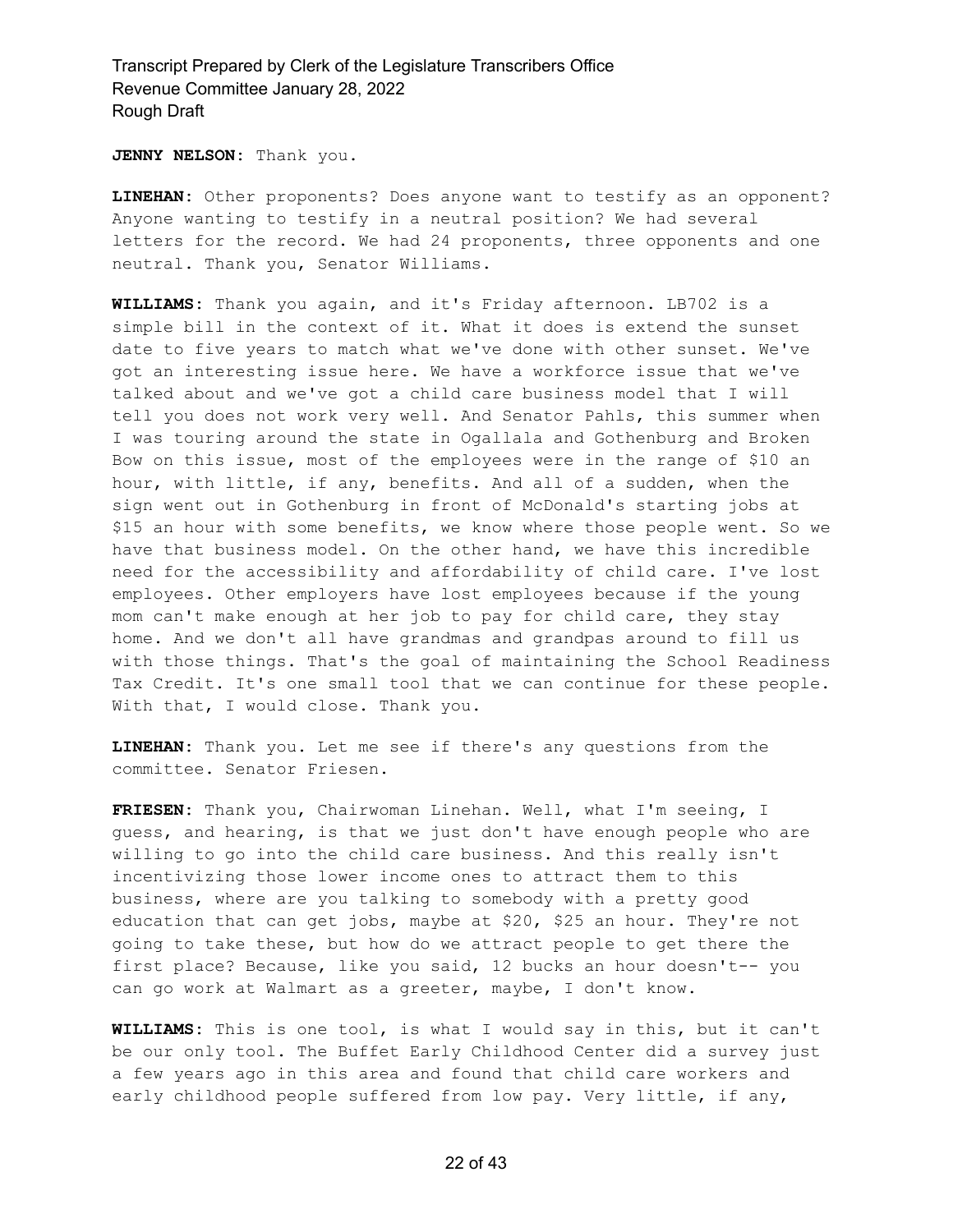**JENNY NELSON:** Thank you.

**LINEHAN:** Other proponents? Does anyone want to testify as an opponent? Anyone wanting to testify in a neutral position? We had several letters for the record. We had 24 proponents, three opponents and one neutral. Thank you, Senator Williams.

**WILLIAMS:** Thank you again, and it's Friday afternoon. LB702 is a simple bill in the context of it. What it does is extend the sunset date to five years to match what we've done with other sunset. We've got an interesting issue here. We have a workforce issue that we've talked about and we've got a child care business model that I will tell you does not work very well. And Senator Pahls, this summer when I was touring around the state in Ogallala and Gothenburg and Broken Bow on this issue, most of the employees were in the range of $10 an hour, with little, if any, benefits. And all of a sudden, when the sign went out in Gothenburg in front of McDonald's starting jobs at $15 an hour with some benefits, we know where those people went. So we have that business model. On the other hand, we have this incredible need for the accessibility and affordability of child care. I've lost employees. Other employers have lost employees because if the young mom can't make enough at her job to pay for child care, they stay home. And we don't all have grandmas and grandpas around to fill us with those things. That's the goal of maintaining the School Readiness Tax Credit. It's one small tool that we can continue for these people. With that, I would close. Thank you.

**LINEHAN:** Thank you. Let me see if there's any questions from the committee. Senator Friesen.

**FRIESEN:** Thank you, Chairwoman Linehan. Well, what I'm seeing, I guess, and hearing, is that we just don't have enough people who are willing to go into the child care business. And this really isn't incentivizing those lower income ones to attract them to this business, where are you talking to somebody with a pretty good education that can get jobs, maybe at $20, $25 an hour. They're not going to take these, but how do we attract people to get there the first place? Because, like you said, 12 bucks an hour doesn't-- you can go work at Walmart as a greeter, maybe, I don't know.

**WILLIAMS:** This is one tool, is what I would say in this, but it can't be our only tool. The Buffet Early Childhood Center did a survey just a few years ago in this area and found that child care workers and early childhood people suffered from low pay. Very little, if any,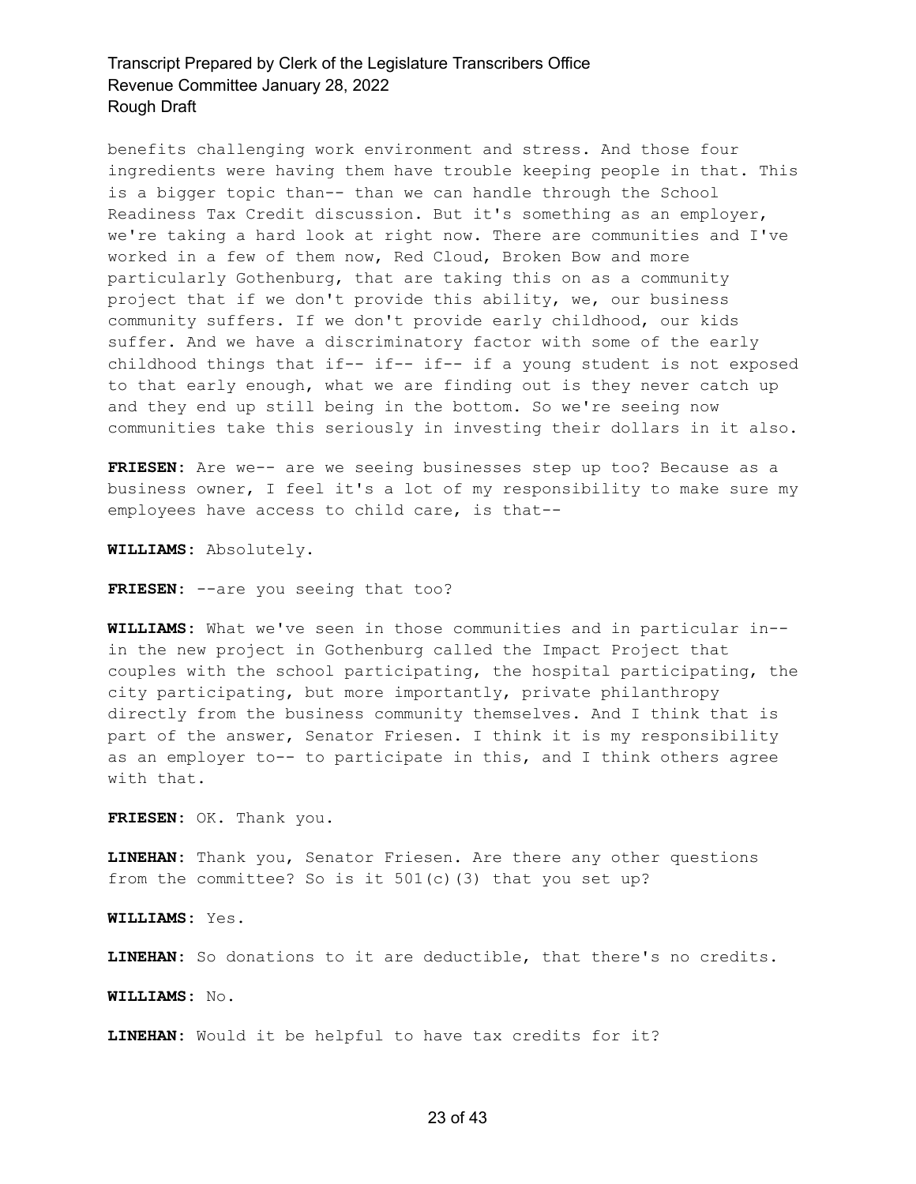benefits challenging work environment and stress. And those four ingredients were having them have trouble keeping people in that. This is a bigger topic than-- than we can handle through the School Readiness Tax Credit discussion. But it's something as an employer, we're taking a hard look at right now. There are communities and I've worked in a few of them now, Red Cloud, Broken Bow and more particularly Gothenburg, that are taking this on as a community project that if we don't provide this ability, we, our business community suffers. If we don't provide early childhood, our kids suffer. And we have a discriminatory factor with some of the early childhood things that if-- if-- if-- if a young student is not exposed to that early enough, what we are finding out is they never catch up and they end up still being in the bottom. So we're seeing now communities take this seriously in investing their dollars in it also.

**FRIESEN:** Are we-- are we seeing businesses step up too? Because as a business owner, I feel it's a lot of my responsibility to make sure my employees have access to child care, is that--

**WILLIAMS:** Absolutely.

**FRIESEN:** --are you seeing that too?

**WILLIAMS:** What we've seen in those communities and in particular in-- in the new project in Gothenburg called the Impact Project that couples with the school participating, the hospital participating, the city participating, but more importantly, private philanthropy directly from the business community themselves. And I think that is part of the answer, Senator Friesen. I think it is my responsibility as an employer to-- to participate in this, and I think others agree with that.

**FRIESEN:** OK. Thank you.

**LINEHAN:** Thank you, Senator Friesen. Are there any other questions from the committee? So is it 501(c)(3) that you set up?

**WILLIAMS:** Yes.

**LINEHAN:** So donations to it are deductible, that there's no credits.

**WILLIAMS:** No.

**LINEHAN:** Would it be helpful to have tax credits for it?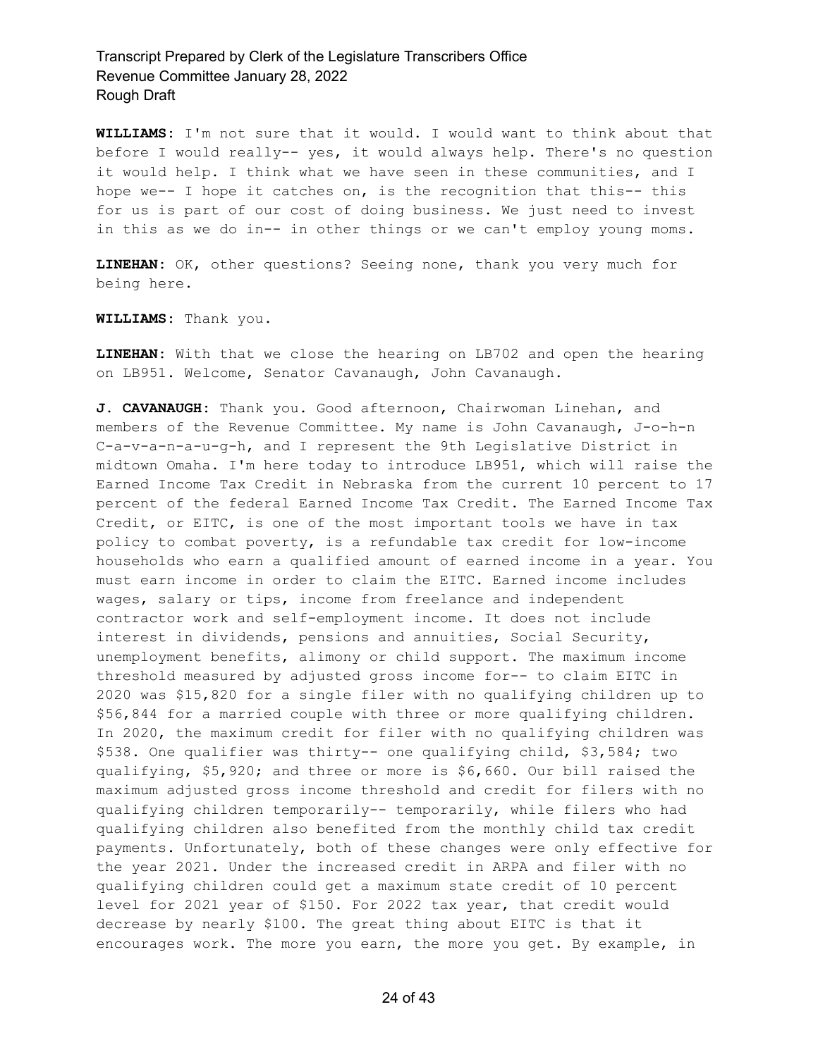**WILLIAMS:** I'm not sure that it would. I would want to think about that before I would really-- yes, it would always help. There's no question it would help. I think what we have seen in these communities, and I hope we-- I hope it catches on, is the recognition that this-- this for us is part of our cost of doing business. We just need to invest in this as we do in-- in other things or we can't employ young moms.

**LINEHAN:** OK, other questions? Seeing none, thank you very much for being here.

**WILLIAMS:** Thank you.

**LINEHAN:** With that we close the hearing on LB702 and open the hearing on LB951. Welcome, Senator Cavanaugh, John Cavanaugh.

**J. CAVANAUGH:** Thank you. Good afternoon, Chairwoman Linehan, and members of the Revenue Committee. My name is John Cavanaugh, J-o-h-n C-a-v-a-n-a-u-g-h, and I represent the 9th Legislative District in midtown Omaha. I'm here today to introduce LB951, which will raise the Earned Income Tax Credit in Nebraska from the current 10 percent to 17 percent of the federal Earned Income Tax Credit. The Earned Income Tax Credit, or EITC, is one of the most important tools we have in tax policy to combat poverty, is a refundable tax credit for low-income households who earn a qualified amount of earned income in a year. You must earn income in order to claim the EITC. Earned income includes wages, salary or tips, income from freelance and independent contractor work and self-employment income. It does not include interest in dividends, pensions and annuities, Social Security, unemployment benefits, alimony or child support. The maximum income threshold measured by adjusted gross income for-- to claim EITC in 2020 was $15,820 for a single filer with no qualifying children up to $56,844 for a married couple with three or more qualifying children. In 2020, the maximum credit for filer with no qualifying children was $538. One qualifier was thirty-- one qualifying child, $3,584; two qualifying, $5,920; and three or more is $6,660. Our bill raised the maximum adjusted gross income threshold and credit for filers with no qualifying children temporarily-- temporarily, while filers who had qualifying children also benefited from the monthly child tax credit payments. Unfortunately, both of these changes were only effective for the year 2021. Under the increased credit in ARPA and filer with no qualifying children could get a maximum state credit of 10 percent level for 2021 year of $150. For 2022 tax year, that credit would decrease by nearly $100. The great thing about EITC is that it encourages work. The more you earn, the more you get. By example, in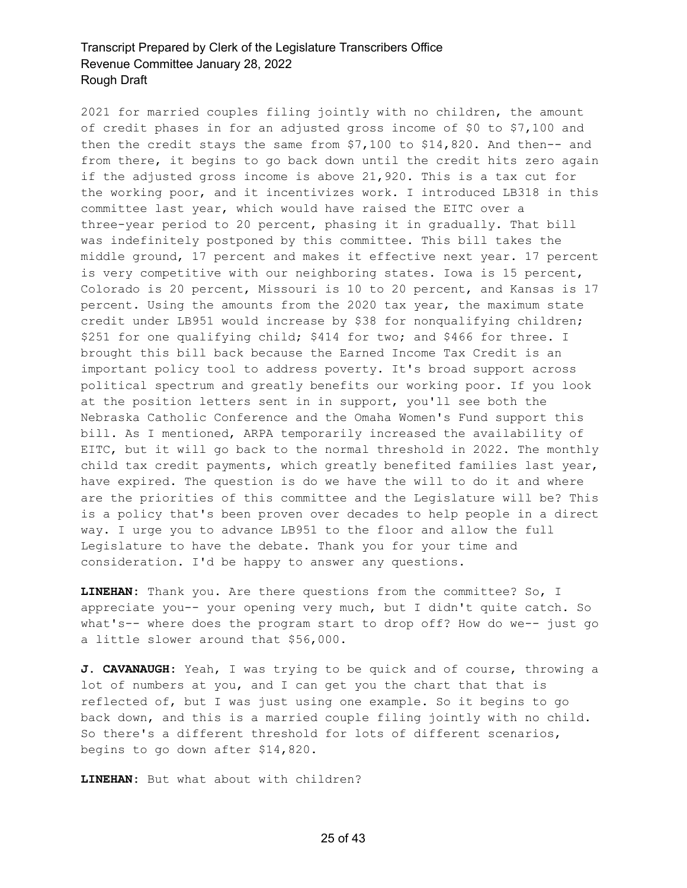2021 for married couples filing jointly with no children, the amount of credit phases in for an adjusted gross income of $0 to $7,100 and then the credit stays the same from $7,100 to $14,820. And then-- and from there, it begins to go back down until the credit hits zero again if the adjusted gross income is above 21,920. This is a tax cut for the working poor, and it incentivizes work. I introduced LB318 in this committee last year, which would have raised the EITC over a three-year period to 20 percent, phasing it in gradually. That bill was indefinitely postponed by this committee. This bill takes the middle ground, 17 percent and makes it effective next year. 17 percent is very competitive with our neighboring states. Iowa is 15 percent, Colorado is 20 percent, Missouri is 10 to 20 percent, and Kansas is 17 percent. Using the amounts from the 2020 tax year, the maximum state credit under LB951 would increase by $38 for nonqualifying children; $251 for one qualifying child; $414 for two; and $466 for three. I brought this bill back because the Earned Income Tax Credit is an important policy tool to address poverty. It's broad support across political spectrum and greatly benefits our working poor. If you look at the position letters sent in in support, you'll see both the Nebraska Catholic Conference and the Omaha Women's Fund support this bill. As I mentioned, ARPA temporarily increased the availability of EITC, but it will go back to the normal threshold in 2022. The monthly child tax credit payments, which greatly benefited families last year, have expired. The question is do we have the will to do it and where are the priorities of this committee and the Legislature will be? This is a policy that's been proven over decades to help people in a direct way. I urge you to advance LB951 to the floor and allow the full Legislature to have the debate. Thank you for your time and consideration. I'd be happy to answer any questions.

**LINEHAN:** Thank you. Are there questions from the committee? So, I appreciate you-- your opening very much, but I didn't quite catch. So what's-- where does the program start to drop off? How do we-- just go a little slower around that $56,000.

**J. CAVANAUGH:** Yeah, I was trying to be quick and of course, throwing a lot of numbers at you, and I can get you the chart that that is reflected of, but I was just using one example. So it begins to go back down, and this is a married couple filing jointly with no child. So there's a different threshold for lots of different scenarios, begins to go down after $14,820.

**LINEHAN:** But what about with children?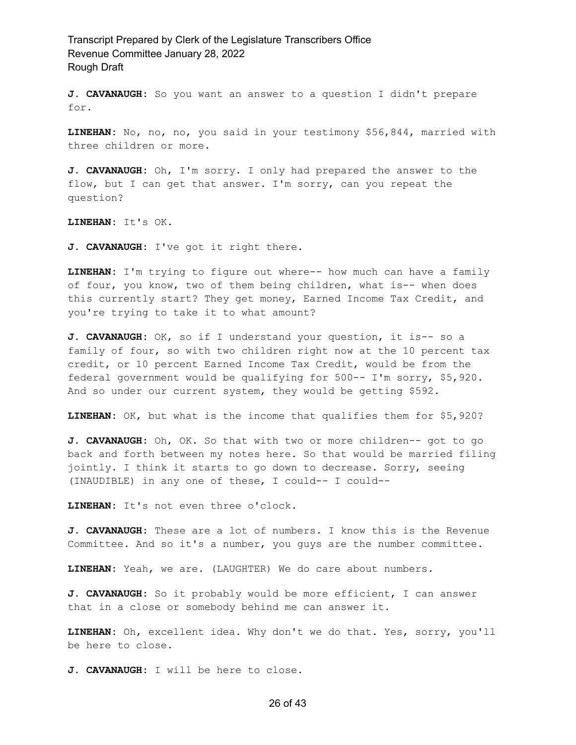**J. CAVANAUGH:** So you want an answer to a question I didn't prepare for.

**LINEHAN:** No, no, no, you said in your testimony $56,844, married with three children or more.

**J. CAVANAUGH:** Oh, I'm sorry. I only had prepared the answer to the flow, but I can get that answer. I'm sorry, can you repeat the question?

**LINEHAN:** It's OK.

**J. CAVANAUGH:** I've got it right there.

**LINEHAN:** I'm trying to figure out where-- how much can have a family of four, you know, two of them being children, what is-- when does this currently start? They get money, Earned Income Tax Credit, and you're trying to take it to what amount?

**J. CAVANAUGH:** OK, so if I understand your question, it is-- so a family of four, so with two children right now at the 10 percent tax credit, or 10 percent Earned Income Tax Credit, would be from the federal government would be qualifying for 500-- I'm sorry, $5,920. And so under our current system, they would be getting $592.

**LINEHAN:** OK, but what is the income that qualifies them for $5,920?

**J. CAVANAUGH:** Oh, OK. So that with two or more children-- got to go back and forth between my notes here. So that would be married filing jointly. I think it starts to go down to decrease. Sorry, seeing (INAUDIBLE) in any one of these, I could-- I could--

**LINEHAN:** It's not even three o'clock.

**J. CAVANAUGH:** These are a lot of numbers. I know this is the Revenue Committee. And so it's a number, you guys are the number committee.

**LINEHAN:** Yeah, we are. (LAUGHTER) We do care about numbers.

**J. CAVANAUGH:** So it probably would be more efficient, I can answer that in a close or somebody behind me can answer it.

**LINEHAN:** Oh, excellent idea. Why don't we do that. Yes, sorry, you'll be here to close.

**J. CAVANAUGH:** I will be here to close.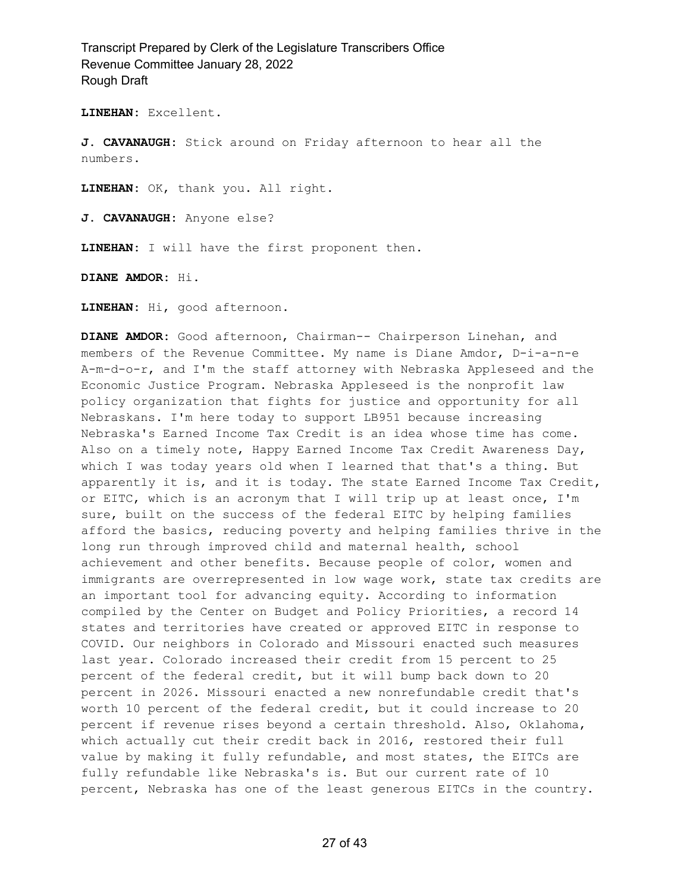**LINEHAN:** Excellent.

**J. CAVANAUGH:** Stick around on Friday afternoon to hear all the numbers.

**LINEHAN:** OK, thank you. All right.

**J. CAVANAUGH:** Anyone else?

**LINEHAN:** I will have the first proponent then.

**DIANE AMDOR:** Hi.

**LINEHAN:** Hi, good afternoon.

**DIANE AMDOR:** Good afternoon, Chairman-- Chairperson Linehan, and members of the Revenue Committee. My name is Diane Amdor, D-i-a-n-e A-m-d-o-r, and I'm the staff attorney with Nebraska Appleseed and the Economic Justice Program. Nebraska Appleseed is the nonprofit law policy organization that fights for justice and opportunity for all Nebraskans. I'm here today to support LB951 because increasing Nebraska's Earned Income Tax Credit is an idea whose time has come. Also on a timely note, Happy Earned Income Tax Credit Awareness Day, which I was today years old when I learned that that's a thing. But apparently it is, and it is today. The state Earned Income Tax Credit, or EITC, which is an acronym that I will trip up at least once, I'm sure, built on the success of the federal EITC by helping families afford the basics, reducing poverty and helping families thrive in the long run through improved child and maternal health, school achievement and other benefits. Because people of color, women and immigrants are overrepresented in low wage work, state tax credits are an important tool for advancing equity. According to information compiled by the Center on Budget and Policy Priorities, a record 14 states and territories have created or approved EITC in response to COVID. Our neighbors in Colorado and Missouri enacted such measures last year. Colorado increased their credit from 15 percent to 25 percent of the federal credit, but it will bump back down to 20 percent in 2026. Missouri enacted a new nonrefundable credit that's worth 10 percent of the federal credit, but it could increase to 20 percent if revenue rises beyond a certain threshold. Also, Oklahoma, which actually cut their credit back in 2016, restored their full value by making it fully refundable, and most states, the EITCs are fully refundable like Nebraska's is. But our current rate of 10 percent, Nebraska has one of the least generous EITCs in the country.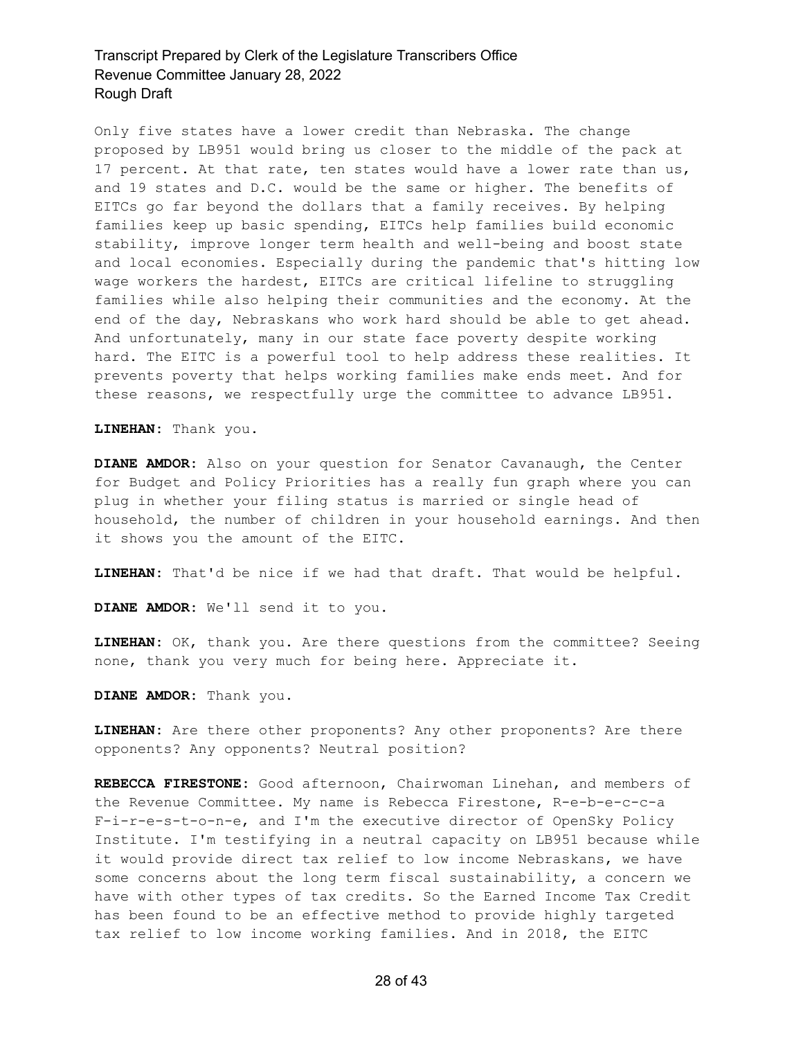Only five states have a lower credit than Nebraska. The change proposed by LB951 would bring us closer to the middle of the pack at 17 percent. At that rate, ten states would have a lower rate than us, and 19 states and D.C. would be the same or higher. The benefits of EITCs go far beyond the dollars that a family receives. By helping families keep up basic spending, EITCs help families build economic stability, improve longer term health and well-being and boost state and local economies. Especially during the pandemic that's hitting low wage workers the hardest, EITCs are critical lifeline to struggling families while also helping their communities and the economy. At the end of the day, Nebraskans who work hard should be able to get ahead. And unfortunately, many in our state face poverty despite working hard. The EITC is a powerful tool to help address these realities. It prevents poverty that helps working families make ends meet. And for these reasons, we respectfully urge the committee to advance LB951.

**LINEHAN:** Thank you.

**DIANE AMDOR:** Also on your question for Senator Cavanaugh, the Center for Budget and Policy Priorities has a really fun graph where you can plug in whether your filing status is married or single head of household, the number of children in your household earnings. And then it shows you the amount of the EITC.

**LINEHAN:** That'd be nice if we had that draft. That would be helpful.

**DIANE AMDOR:** We'll send it to you.

**LINEHAN:** OK, thank you. Are there questions from the committee? Seeing none, thank you very much for being here. Appreciate it.

**DIANE AMDOR:** Thank you.

**LINEHAN:** Are there other proponents? Any other proponents? Are there opponents? Any opponents? Neutral position?

**REBECCA FIRESTONE:** Good afternoon, Chairwoman Linehan, and members of the Revenue Committee. My name is Rebecca Firestone, R-e-b-e-c-c-a F-i-r-e-s-t-o-n-e, and I'm the executive director of OpenSky Policy Institute. I'm testifying in a neutral capacity on LB951 because while it would provide direct tax relief to low income Nebraskans, we have some concerns about the long term fiscal sustainability, a concern we have with other types of tax credits. So the Earned Income Tax Credit has been found to be an effective method to provide highly targeted tax relief to low income working families. And in 2018, the EITC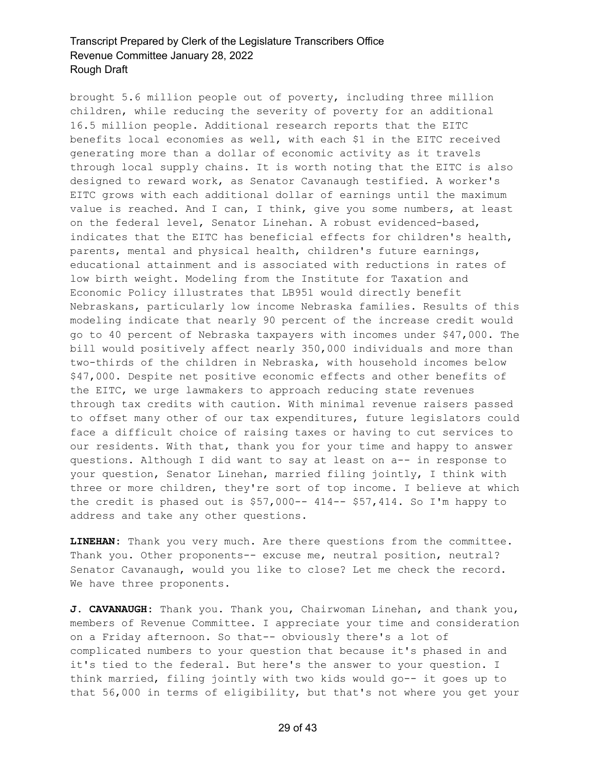brought 5.6 million people out of poverty, including three million children, while reducing the severity of poverty for an additional 16.5 million people. Additional research reports that the EITC benefits local economies as well, with each $1 in the EITC received generating more than a dollar of economic activity as it travels through local supply chains. It is worth noting that the EITC is also designed to reward work, as Senator Cavanaugh testified. A worker's EITC grows with each additional dollar of earnings until the maximum value is reached. And I can, I think, give you some numbers, at least on the federal level, Senator Linehan. A robust evidenced-based, indicates that the EITC has beneficial effects for children's health, parents, mental and physical health, children's future earnings, educational attainment and is associated with reductions in rates of low birth weight. Modeling from the Institute for Taxation and Economic Policy illustrates that LB951 would directly benefit Nebraskans, particularly low income Nebraska families. Results of this modeling indicate that nearly 90 percent of the increase credit would go to 40 percent of Nebraska taxpayers with incomes under $47,000. The bill would positively affect nearly 350,000 individuals and more than two-thirds of the children in Nebraska, with household incomes below $47,000. Despite net positive economic effects and other benefits of the EITC, we urge lawmakers to approach reducing state revenues through tax credits with caution. With minimal revenue raisers passed to offset many other of our tax expenditures, future legislators could face a difficult choice of raising taxes or having to cut services to our residents. With that, thank you for your time and happy to answer questions. Although I did want to say at least on a-- in response to your question, Senator Linehan, married filing jointly, I think with three or more children, they're sort of top income. I believe at which the credit is phased out is $57,000-- 414-- $57,414. So I'm happy to address and take any other questions.

**LINEHAN:** Thank you very much. Are there questions from the committee. Thank you. Other proponents-- excuse me, neutral position, neutral? Senator Cavanaugh, would you like to close? Let me check the record. We have three proponents.

**J. CAVANAUGH:** Thank you. Thank you, Chairwoman Linehan, and thank you, members of Revenue Committee. I appreciate your time and consideration on a Friday afternoon. So that-- obviously there's a lot of complicated numbers to your question that because it's phased in and it's tied to the federal. But here's the answer to your question. I think married, filing jointly with two kids would go-- it goes up to that 56,000 in terms of eligibility, but that's not where you get your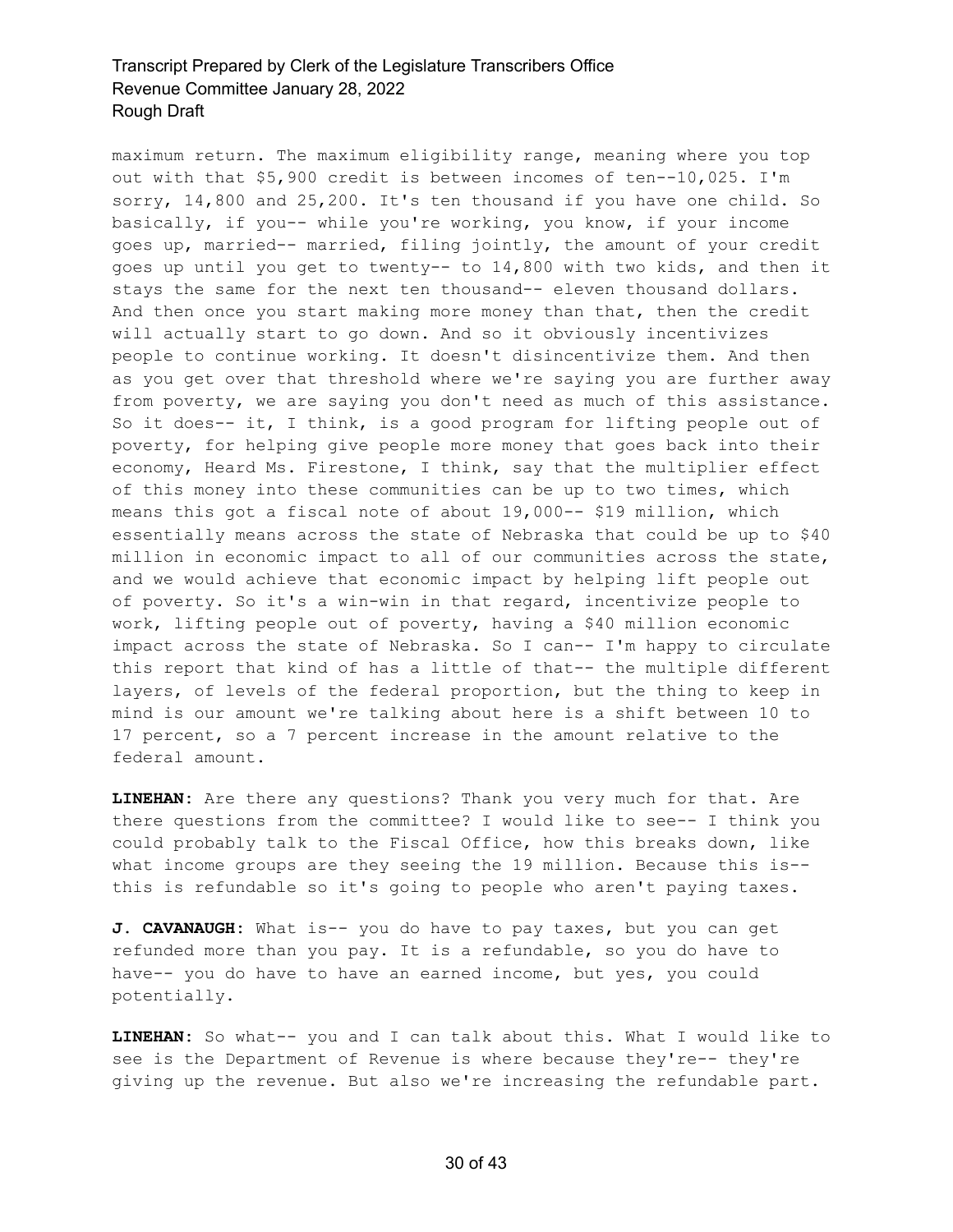maximum return. The maximum eligibility range, meaning where you top out with that $5,900 credit is between incomes of ten--10,025. I'm sorry, 14,800 and 25,200. It's ten thousand if you have one child. So basically, if you-- while you're working, you know, if your income goes up, married-- married, filing jointly, the amount of your credit goes up until you get to twenty-- to 14,800 with two kids, and then it stays the same for the next ten thousand-- eleven thousand dollars. And then once you start making more money than that, then the credit will actually start to go down. And so it obviously incentivizes people to continue working. It doesn't disincentivize them. And then as you get over that threshold where we're saying you are further away from poverty, we are saying you don't need as much of this assistance. So it does-- it, I think, is a good program for lifting people out of poverty, for helping give people more money that goes back into their economy, Heard Ms. Firestone, I think, say that the multiplier effect of this money into these communities can be up to two times, which means this got a fiscal note of about 19,000-- $19 million, which essentially means across the state of Nebraska that could be up to $40 million in economic impact to all of our communities across the state, and we would achieve that economic impact by helping lift people out of poverty. So it's a win-win in that regard, incentivize people to work, lifting people out of poverty, having a $40 million economic impact across the state of Nebraska. So I can-- I'm happy to circulate this report that kind of has a little of that-- the multiple different layers, of levels of the federal proportion, but the thing to keep in mind is our amount we're talking about here is a shift between 10 to 17 percent, so a 7 percent increase in the amount relative to the federal amount.

**LINEHAN:** Are there any questions? Thank you very much for that. Are there questions from the committee? I would like to see-- I think you could probably talk to the Fiscal Office, how this breaks down, like what income groups are they seeing the 19 million. Because this is-- this is refundable so it's going to people who aren't paying taxes.

**J. CAVANAUGH:** What is-- you do have to pay taxes, but you can get refunded more than you pay. It is a refundable, so you do have to have-- you do have to have an earned income, but yes, you could potentially.

**LINEHAN:** So what-- you and I can talk about this. What I would like to see is the Department of Revenue is where because they're-- they're giving up the revenue. But also we're increasing the refundable part.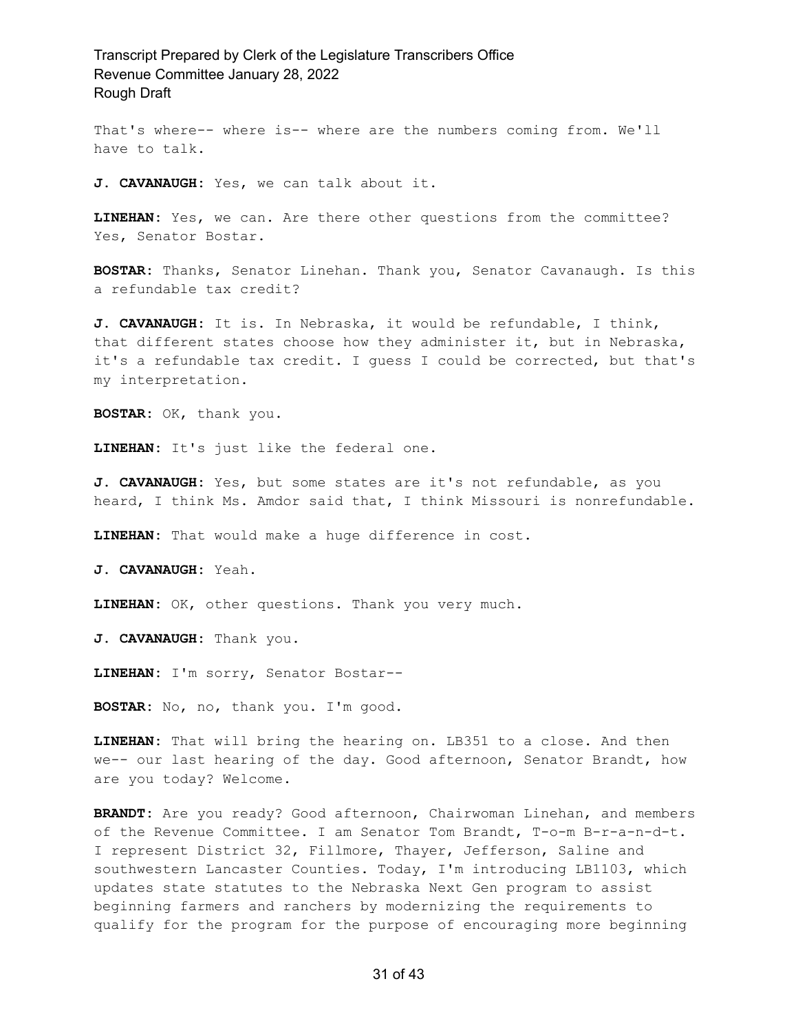That's where-- where is-- where are the numbers coming from. We'll have to talk.

**J. CAVANAUGH:** Yes, we can talk about it.

**LINEHAN:** Yes, we can. Are there other questions from the committee? Yes, Senator Bostar.

**BOSTAR:** Thanks, Senator Linehan. Thank you, Senator Cavanaugh. Is this a refundable tax credit?

**J. CAVANAUGH:** It is. In Nebraska, it would be refundable, I think, that different states choose how they administer it, but in Nebraska, it's a refundable tax credit. I guess I could be corrected, but that's my interpretation.

**BOSTAR:** OK, thank you.

**LINEHAN:** It's just like the federal one.

**J. CAVANAUGH:** Yes, but some states are it's not refundable, as you heard, I think Ms. Amdor said that, I think Missouri is nonrefundable.

**LINEHAN:** That would make a huge difference in cost.

**J. CAVANAUGH:** Yeah.

**LINEHAN:** OK, other questions. Thank you very much.

**J. CAVANAUGH:** Thank you.

**LINEHAN:** I'm sorry, Senator Bostar--

**BOSTAR:** No, no, thank you. I'm good.

**LINEHAN:** That will bring the hearing on. LB351 to a close. And then we-- our last hearing of the day. Good afternoon, Senator Brandt, how are you today? Welcome.

**BRANDT:** Are you ready? Good afternoon, Chairwoman Linehan, and members of the Revenue Committee. I am Senator Tom Brandt, T-o-m B-r-a-n-d-t. I represent District 32, Fillmore, Thayer, Jefferson, Saline and southwestern Lancaster Counties. Today, I'm introducing LB1103, which updates state statutes to the Nebraska Next Gen program to assist beginning farmers and ranchers by modernizing the requirements to qualify for the program for the purpose of encouraging more beginning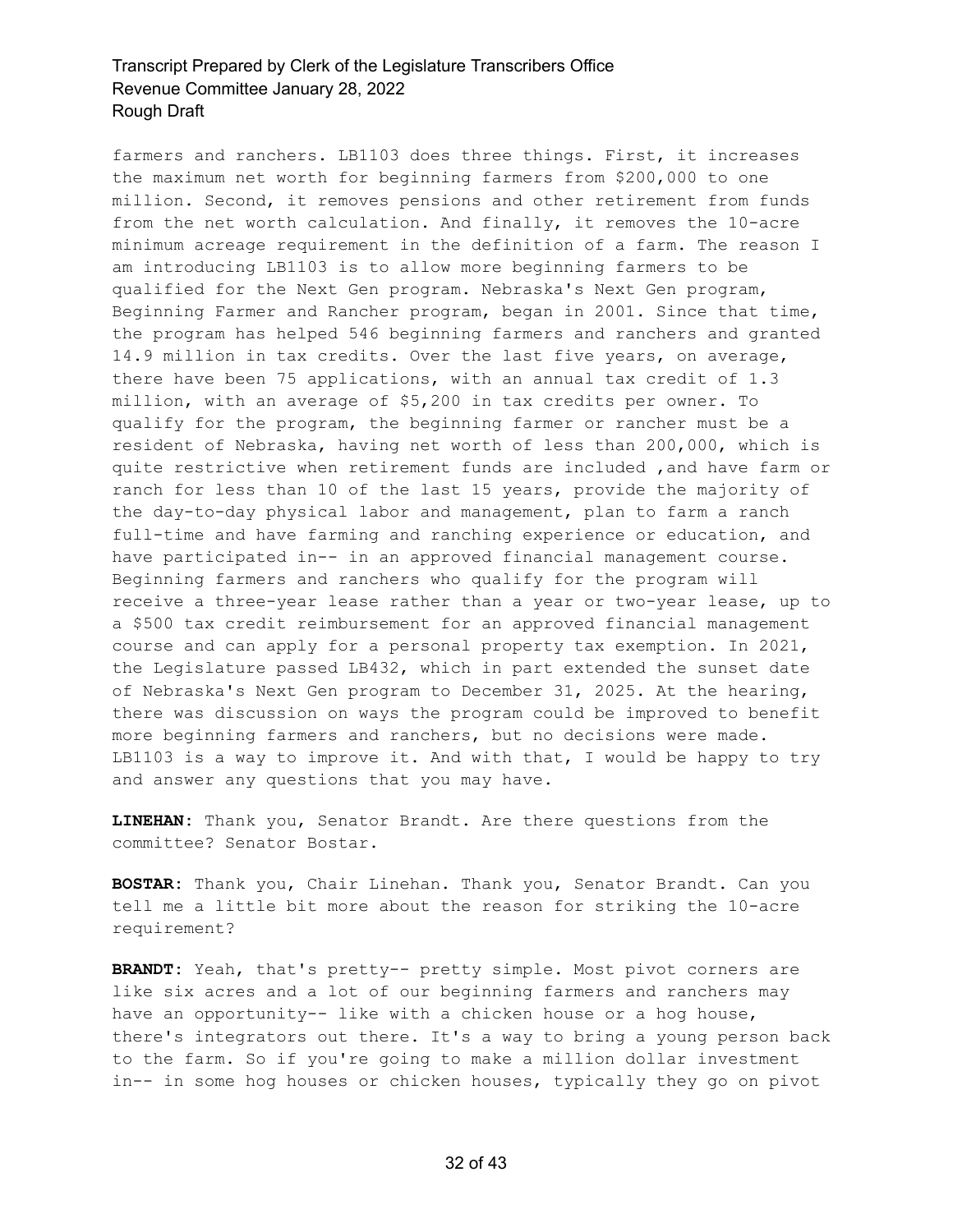farmers and ranchers. LB1103 does three things. First, it increases the maximum net worth for beginning farmers from $200,000 to one million. Second, it removes pensions and other retirement from funds from the net worth calculation. And finally, it removes the 10-acre minimum acreage requirement in the definition of a farm. The reason I am introducing LB1103 is to allow more beginning farmers to be qualified for the Next Gen program. Nebraska's Next Gen program, Beginning Farmer and Rancher program, began in 2001. Since that time, the program has helped 546 beginning farmers and ranchers and granted 14.9 million in tax credits. Over the last five years, on average, there have been 75 applications, with an annual tax credit of 1.3 million, with an average of $5,200 in tax credits per owner. To qualify for the program, the beginning farmer or rancher must be a resident of Nebraska, having net worth of less than 200,000, which is quite restrictive when retirement funds are included ,and have farm or ranch for less than 10 of the last 15 years, provide the majority of the day-to-day physical labor and management, plan to farm a ranch full-time and have farming and ranching experience or education, and have participated in-- in an approved financial management course. Beginning farmers and ranchers who qualify for the program will receive a three-year lease rather than a year or two-year lease, up to a $500 tax credit reimbursement for an approved financial management course and can apply for a personal property tax exemption. In 2021, the Legislature passed LB432, which in part extended the sunset date of Nebraska's Next Gen program to December 31, 2025. At the hearing, there was discussion on ways the program could be improved to benefit more beginning farmers and ranchers, but no decisions were made. LB1103 is a way to improve it. And with that, I would be happy to try and answer any questions that you may have.

**LINEHAN:** Thank you, Senator Brandt. Are there questions from the committee? Senator Bostar.

**BOSTAR:** Thank you, Chair Linehan. Thank you, Senator Brandt. Can you tell me a little bit more about the reason for striking the 10-acre requirement?

**BRANDT:** Yeah, that's pretty-- pretty simple. Most pivot corners are like six acres and a lot of our beginning farmers and ranchers may have an opportunity-- like with a chicken house or a hog house, there's integrators out there. It's a way to bring a young person back to the farm. So if you're going to make a million dollar investment in-- in some hog houses or chicken houses, typically they go on pivot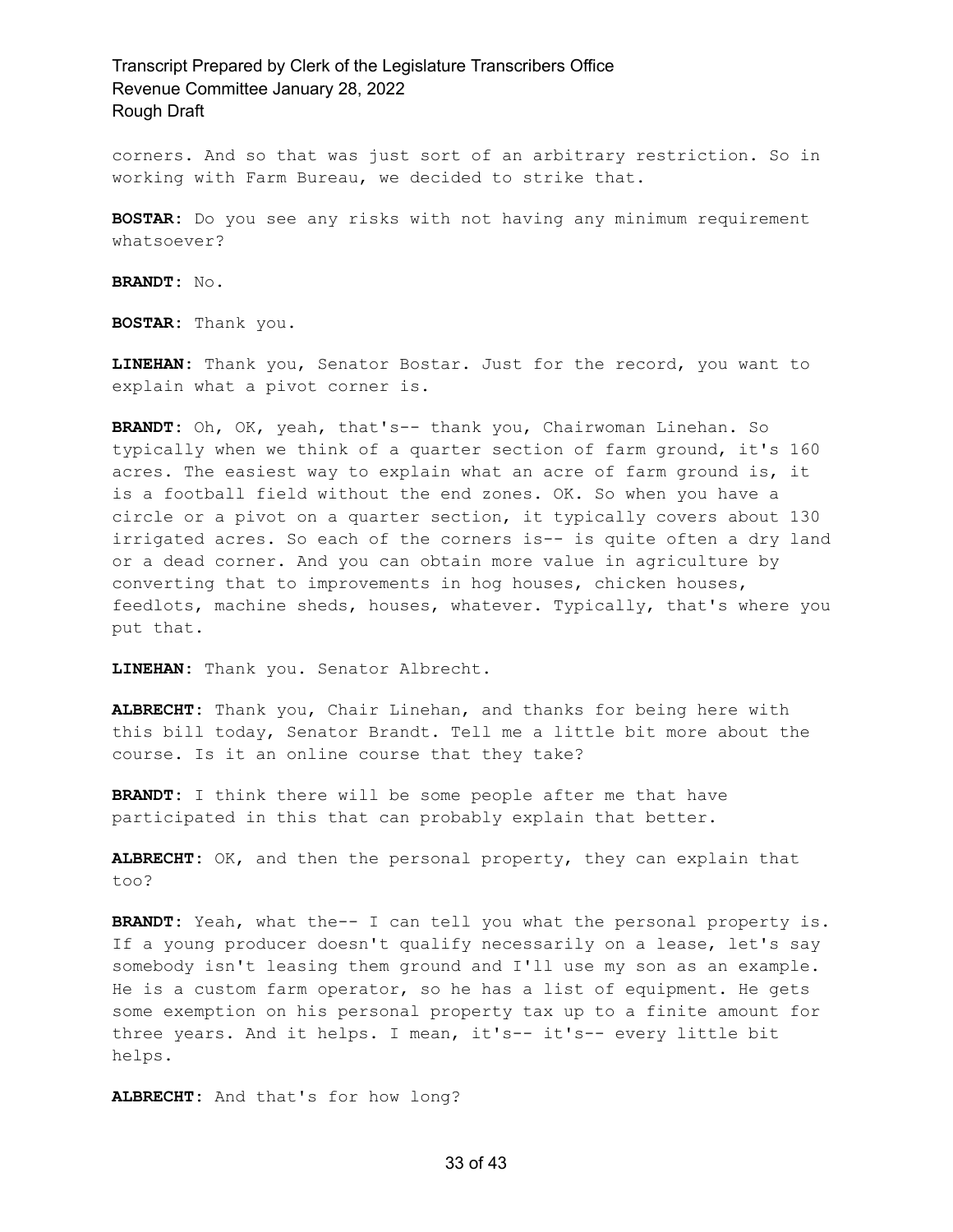corners. And so that was just sort of an arbitrary restriction. So in working with Farm Bureau, we decided to strike that.

**BOSTAR:** Do you see any risks with not having any minimum requirement whatsoever?

**BRANDT:** No.

**BOSTAR:** Thank you.

**LINEHAN:** Thank you, Senator Bostar. Just for the record, you want to explain what a pivot corner is.

**BRANDT:** Oh, OK, yeah, that's-- thank you, Chairwoman Linehan. So typically when we think of a quarter section of farm ground, it's 160 acres. The easiest way to explain what an acre of farm ground is, it is a football field without the end zones. OK. So when you have a circle or a pivot on a quarter section, it typically covers about 130 irrigated acres. So each of the corners is-- is quite often a dry land or a dead corner. And you can obtain more value in agriculture by converting that to improvements in hog houses, chicken houses, feedlots, machine sheds, houses, whatever. Typically, that's where you put that.

**LINEHAN:** Thank you. Senator Albrecht.

**ALBRECHT:** Thank you, Chair Linehan, and thanks for being here with this bill today, Senator Brandt. Tell me a little bit more about the course. Is it an online course that they take?

**BRANDT:** I think there will be some people after me that have participated in this that can probably explain that better.

**ALBRECHT:** OK, and then the personal property, they can explain that too?

**BRANDT:** Yeah, what the-- I can tell you what the personal property is. If a young producer doesn't qualify necessarily on a lease, let's say somebody isn't leasing them ground and I'll use my son as an example. He is a custom farm operator, so he has a list of equipment. He gets some exemption on his personal property tax up to a finite amount for three years. And it helps. I mean, it's-- it's-- every little bit helps.

**ALBRECHT:** And that's for how long?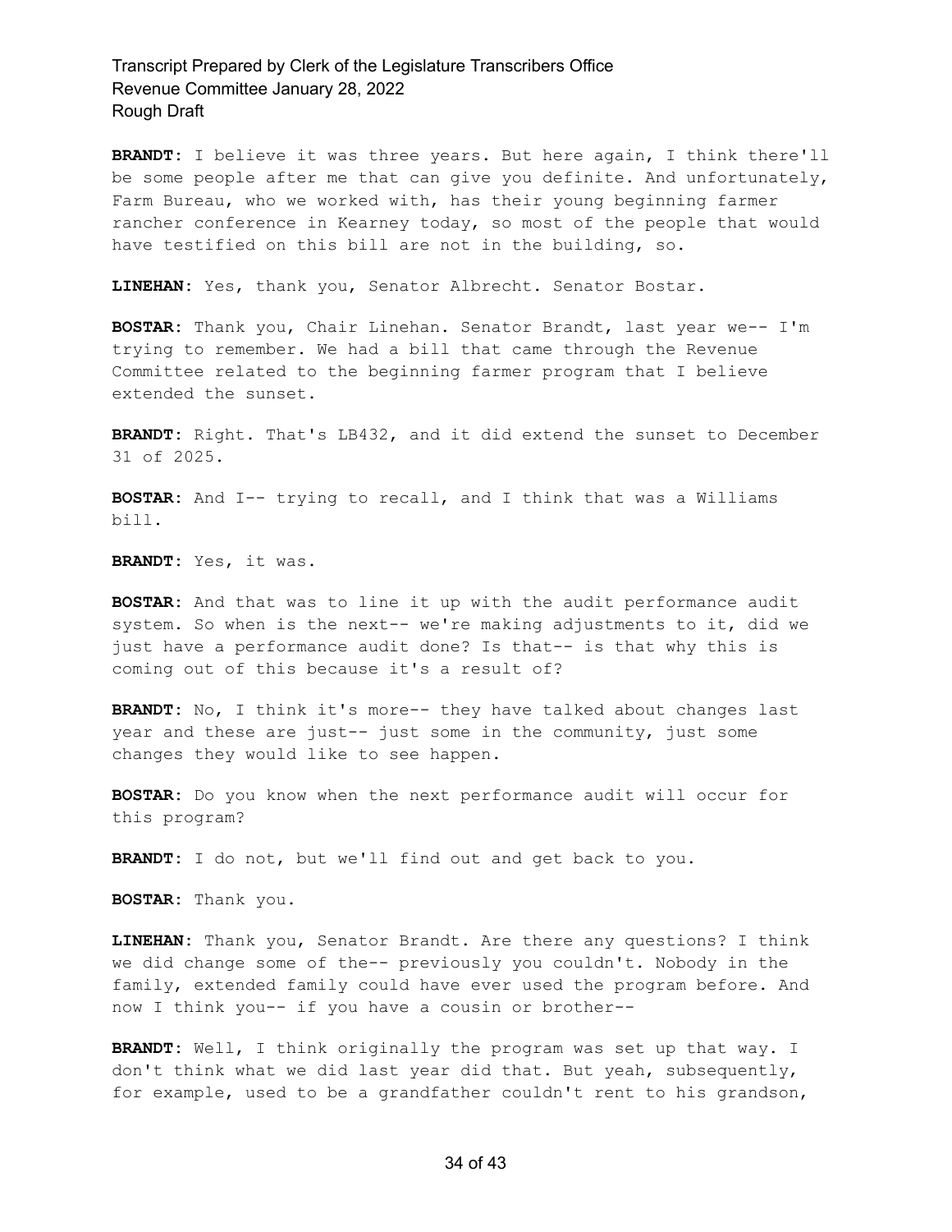**BRANDT:** I believe it was three years. But here again, I think there'll be some people after me that can give you definite. And unfortunately, Farm Bureau, who we worked with, has their young beginning farmer rancher conference in Kearney today, so most of the people that would have testified on this bill are not in the building, so.

**LINEHAN:** Yes, thank you, Senator Albrecht. Senator Bostar.

**BOSTAR:** Thank you, Chair Linehan. Senator Brandt, last year we-- I'm trying to remember. We had a bill that came through the Revenue Committee related to the beginning farmer program that I believe extended the sunset.

**BRANDT:** Right. That's LB432, and it did extend the sunset to December 31 of 2025.

**BOSTAR:** And I-- trying to recall, and I think that was a Williams bill.

**BRANDT:** Yes, it was.

**BOSTAR:** And that was to line it up with the audit performance audit system. So when is the next-- we're making adjustments to it, did we just have a performance audit done? Is that-- is that why this is coming out of this because it's a result of?

**BRANDT:** No, I think it's more-- they have talked about changes last year and these are just-- just some in the community, just some changes they would like to see happen.

**BOSTAR:** Do you know when the next performance audit will occur for this program?

**BRANDT:** I do not, but we'll find out and get back to you.

**BOSTAR:** Thank you.

**LINEHAN:** Thank you, Senator Brandt. Are there any questions? I think we did change some of the-- previously you couldn't. Nobody in the family, extended family could have ever used the program before. And now I think you-- if you have a cousin or brother--

**BRANDT:** Well, I think originally the program was set up that way. I don't think what we did last year did that. But yeah, subsequently, for example, used to be a grandfather couldn't rent to his grandson,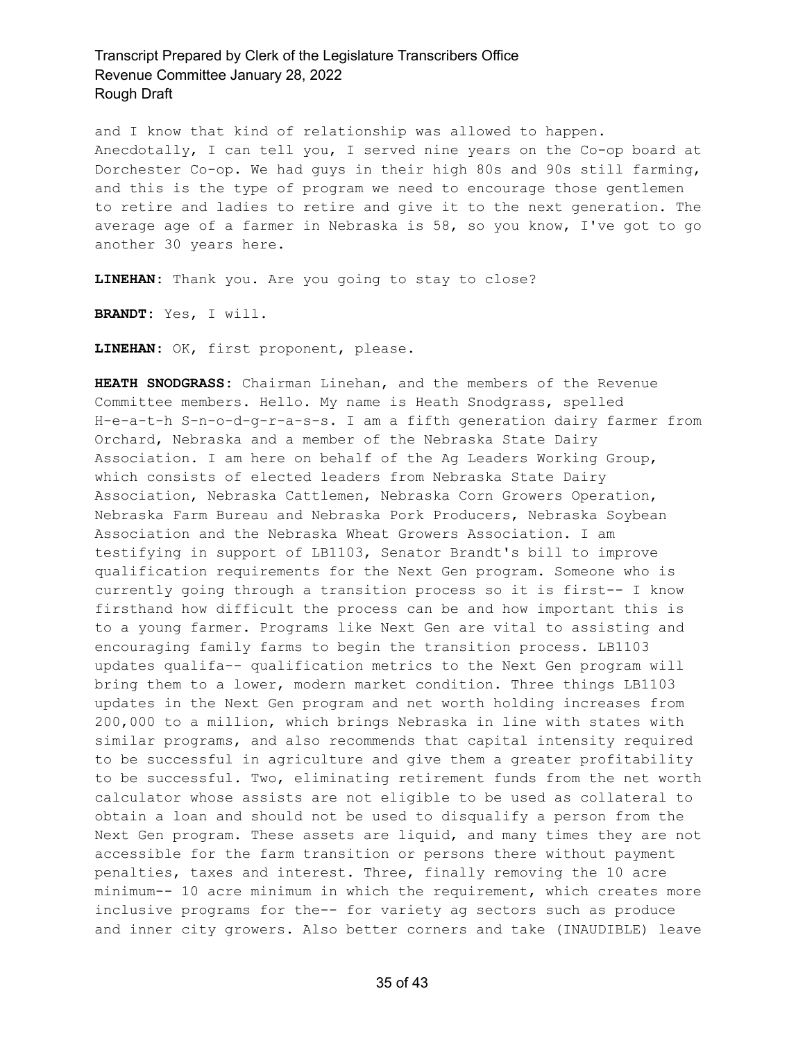and I know that kind of relationship was allowed to happen. Anecdotally, I can tell you, I served nine years on the Co-op board at Dorchester Co-op. We had guys in their high 80s and 90s still farming, and this is the type of program we need to encourage those gentlemen to retire and ladies to retire and give it to the next generation. The average age of a farmer in Nebraska is 58, so you know, I've got to go another 30 years here.

**LINEHAN:** Thank you. Are you going to stay to close?

**BRANDT:** Yes, I will.

**LINEHAN:** OK, first proponent, please.

**HEATH SNODGRASS:** Chairman Linehan, and the members of the Revenue Committee members. Hello. My name is Heath Snodgrass, spelled H-e-a-t-h S-n-o-d-g-r-a-s-s. I am a fifth generation dairy farmer from Orchard, Nebraska and a member of the Nebraska State Dairy Association. I am here on behalf of the Ag Leaders Working Group, which consists of elected leaders from Nebraska State Dairy Association, Nebraska Cattlemen, Nebraska Corn Growers Operation, Nebraska Farm Bureau and Nebraska Pork Producers, Nebraska Soybean Association and the Nebraska Wheat Growers Association. I am testifying in support of LB1103, Senator Brandt's bill to improve qualification requirements for the Next Gen program. Someone who is currently going through a transition process so it is first-- I know firsthand how difficult the process can be and how important this is to a young farmer. Programs like Next Gen are vital to assisting and encouraging family farms to begin the transition process. LB1103 updates qualifa-- qualification metrics to the Next Gen program will bring them to a lower, modern market condition. Three things LB1103 updates in the Next Gen program and net worth holding increases from 200,000 to a million, which brings Nebraska in line with states with similar programs, and also recommends that capital intensity required to be successful in agriculture and give them a greater profitability to be successful. Two, eliminating retirement funds from the net worth calculator whose assists are not eligible to be used as collateral to obtain a loan and should not be used to disqualify a person from the Next Gen program. These assets are liquid, and many times they are not accessible for the farm transition or persons there without payment penalties, taxes and interest. Three, finally removing the 10 acre minimum-- 10 acre minimum in which the requirement, which creates more inclusive programs for the-- for variety ag sectors such as produce and inner city growers. Also better corners and take (INAUDIBLE) leave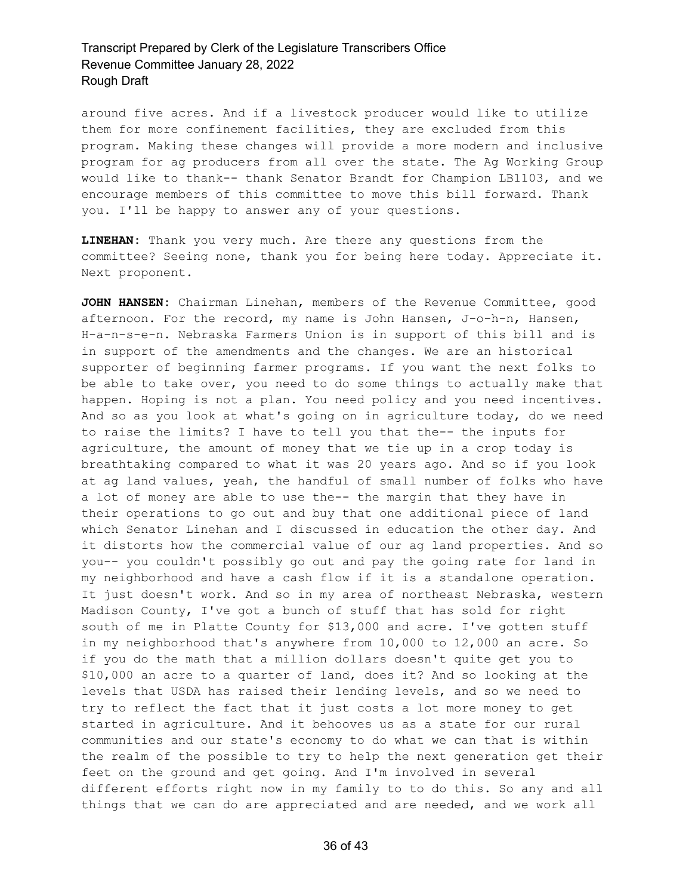around five acres. And if a livestock producer would like to utilize them for more confinement facilities, they are excluded from this program. Making these changes will provide a more modern and inclusive program for ag producers from all over the state. The Ag Working Group would like to thank-- thank Senator Brandt for Champion LB1103, and we encourage members of this committee to move this bill forward. Thank you. I'll be happy to answer any of your questions.

**LINEHAN:** Thank you very much. Are there any questions from the committee? Seeing none, thank you for being here today. Appreciate it. Next proponent.

**JOHN HANSEN:** Chairman Linehan, members of the Revenue Committee, good afternoon. For the record, my name is John Hansen, J-o-h-n, Hansen, H-a-n-s-e-n. Nebraska Farmers Union is in support of this bill and is in support of the amendments and the changes. We are an historical supporter of beginning farmer programs. If you want the next folks to be able to take over, you need to do some things to actually make that happen. Hoping is not a plan. You need policy and you need incentives. And so as you look at what's going on in agriculture today, do we need to raise the limits? I have to tell you that the-- the inputs for agriculture, the amount of money that we tie up in a crop today is breathtaking compared to what it was 20 years ago. And so if you look at ag land values, yeah, the handful of small number of folks who have a lot of money are able to use the-- the margin that they have in their operations to go out and buy that one additional piece of land which Senator Linehan and I discussed in education the other day. And it distorts how the commercial value of our ag land properties. And so you-- you couldn't possibly go out and pay the going rate for land in my neighborhood and have a cash flow if it is a standalone operation. It just doesn't work. And so in my area of northeast Nebraska, western Madison County, I've got a bunch of stuff that has sold for right south of me in Platte County for $13,000 and acre. I've gotten stuff in my neighborhood that's anywhere from 10,000 to 12,000 an acre. So if you do the math that a million dollars doesn't quite get you to $10,000 an acre to a quarter of land, does it? And so looking at the levels that USDA has raised their lending levels, and so we need to try to reflect the fact that it just costs a lot more money to get started in agriculture. And it behooves us as a state for our rural communities and our state's economy to do what we can that is within the realm of the possible to try to help the next generation get their feet on the ground and get going. And I'm involved in several different efforts right now in my family to to do this. So any and all things that we can do are appreciated and are needed, and we work all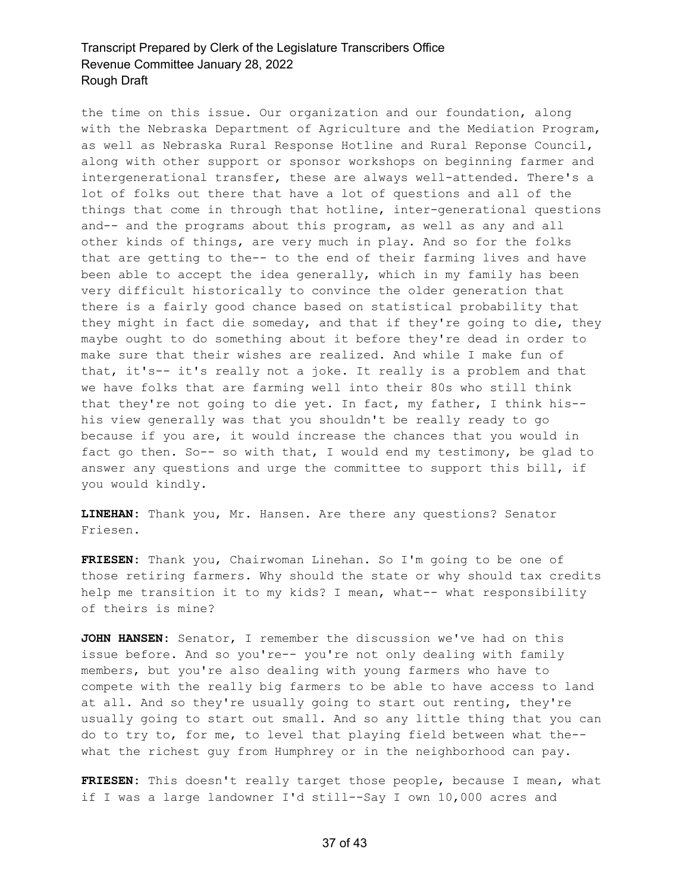the time on this issue. Our organization and our foundation, along with the Nebraska Department of Agriculture and the Mediation Program, as well as Nebraska Rural Response Hotline and Rural Reponse Council, along with other support or sponsor workshops on beginning farmer and intergenerational transfer, these are always well-attended. There's a lot of folks out there that have a lot of questions and all of the things that come in through that hotline, inter-generational questions and-- and the programs about this program, as well as any and all other kinds of things, are very much in play. And so for the folks that are getting to the-- to the end of their farming lives and have been able to accept the idea generally, which in my family has been very difficult historically to convince the older generation that there is a fairly good chance based on statistical probability that they might in fact die someday, and that if they're going to die, they maybe ought to do something about it before they're dead in order to make sure that their wishes are realized. And while I make fun of that, it's-- it's really not a joke. It really is a problem and that we have folks that are farming well into their 80s who still think that they're not going to die yet. In fact, my father, I think his-- his view generally was that you shouldn't be really ready to go because if you are, it would increase the chances that you would in fact go then. So-- so with that, I would end my testimony, be glad to answer any questions and urge the committee to support this bill, if you would kindly.

**LINEHAN:** Thank you, Mr. Hansen. Are there any questions? Senator Friesen.

**FRIESEN:** Thank you, Chairwoman Linehan. So I'm going to be one of those retiring farmers. Why should the state or why should tax credits help me transition it to my kids? I mean, what-- what responsibility of theirs is mine?

**JOHN HANSEN:** Senator, I remember the discussion we've had on this issue before. And so you're-- you're not only dealing with family members, but you're also dealing with young farmers who have to compete with the really big farmers to be able to have access to land at all. And so they're usually going to start out renting, they're usually going to start out small. And so any little thing that you can do to try to, for me, to level that playing field between what the-- what the richest guy from Humphrey or in the neighborhood can pay.

**FRIESEN:** This doesn't really target those people, because I mean, what if I was a large landowner I'd still--Say I own 10,000 acres and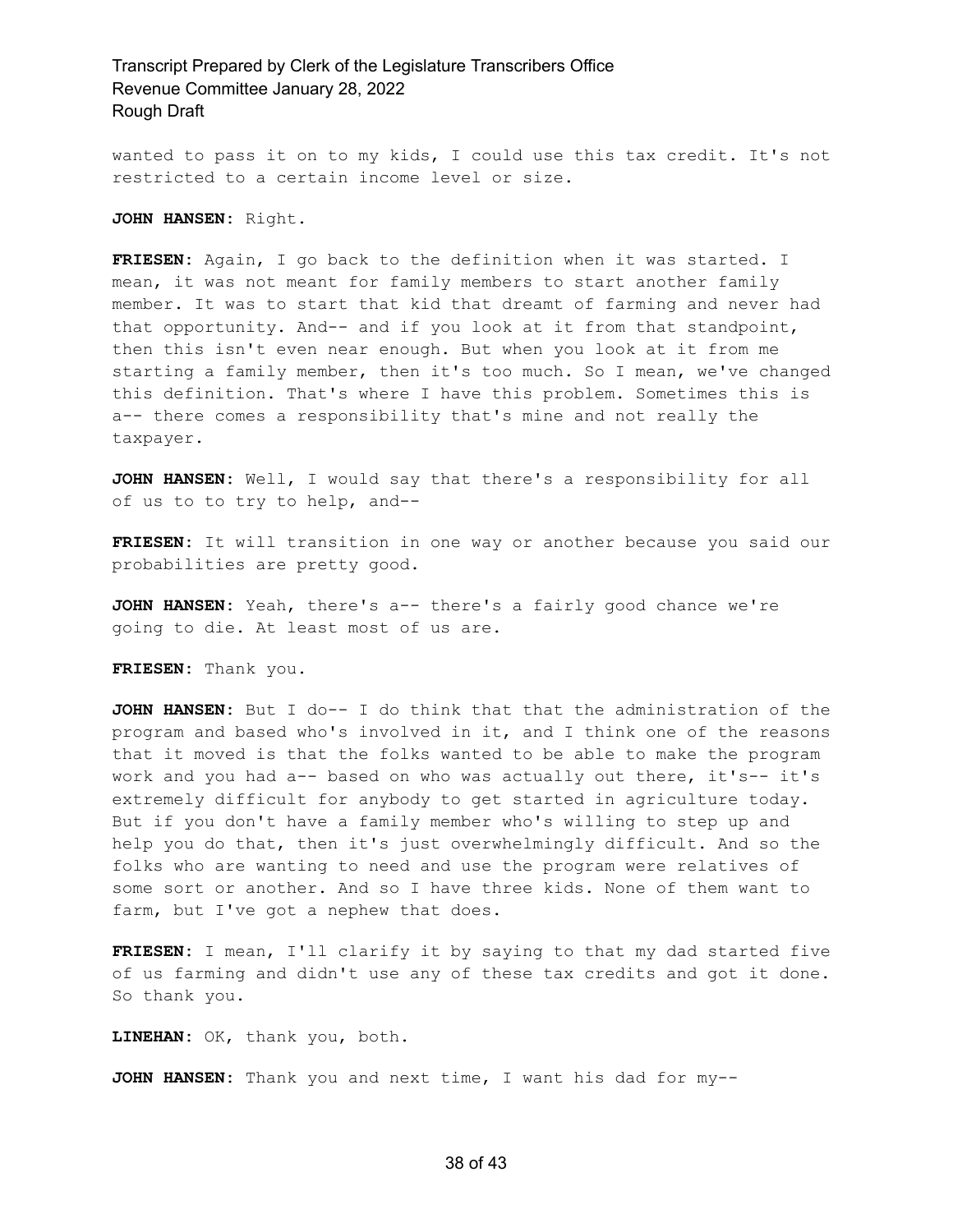wanted to pass it on to my kids, I could use this tax credit. It's not restricted to a certain income level or size.

**JOHN HANSEN:** Right.

**FRIESEN:** Again, I go back to the definition when it was started. I mean, it was not meant for family members to start another family member. It was to start that kid that dreamt of farming and never had that opportunity. And-- and if you look at it from that standpoint, then this isn't even near enough. But when you look at it from me starting a family member, then it's too much. So I mean, we've changed this definition. That's where I have this problem. Sometimes this is a-- there comes a responsibility that's mine and not really the taxpayer.

**JOHN HANSEN:** Well, I would say that there's a responsibility for all of us to to try to help, and--

**FRIESEN:** It will transition in one way or another because you said our probabilities are pretty good.

**JOHN HANSEN:** Yeah, there's a-- there's a fairly good chance we're going to die. At least most of us are.

**FRIESEN:** Thank you.

**JOHN HANSEN:** But I do-- I do think that that the administration of the program and based who's involved in it, and I think one of the reasons that it moved is that the folks wanted to be able to make the program work and you had a-- based on who was actually out there, it's-- it's extremely difficult for anybody to get started in agriculture today. But if you don't have a family member who's willing to step up and help you do that, then it's just overwhelmingly difficult. And so the folks who are wanting to need and use the program were relatives of some sort or another. And so I have three kids. None of them want to farm, but I've got a nephew that does.

**FRIESEN:** I mean, I'll clarify it by saying to that my dad started five of us farming and didn't use any of these tax credits and got it done. So thank you.

**LINEHAN:** OK, thank you, both.

**JOHN HANSEN:** Thank you and next time, I want his dad for my--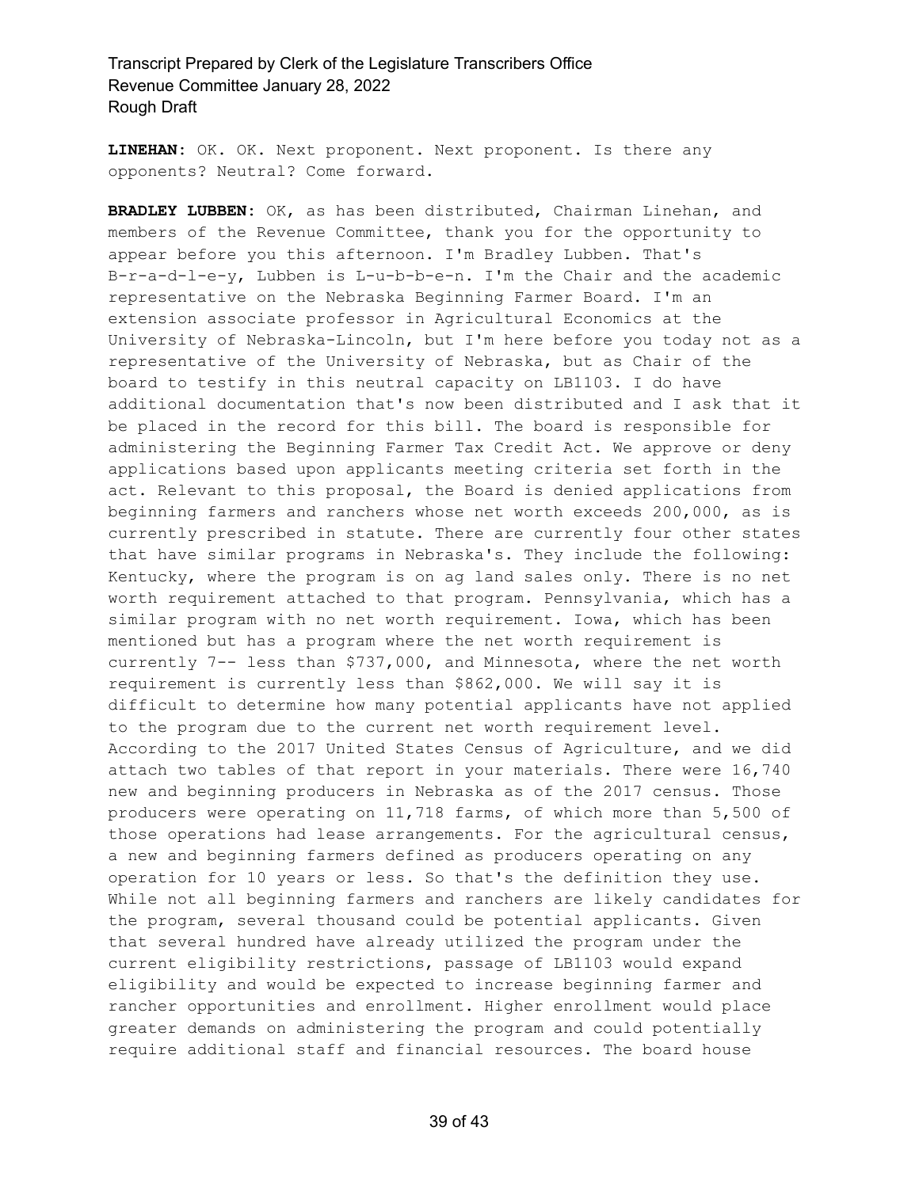**LINEHAN:** OK. OK. Next proponent. Next proponent. Is there any opponents? Neutral? Come forward.

**BRADLEY LUBBEN:** OK, as has been distributed, Chairman Linehan, and members of the Revenue Committee, thank you for the opportunity to appear before you this afternoon. I'm Bradley Lubben. That's B-r-a-d-l-e-y, Lubben is L-u-b-b-e-n. I'm the Chair and the academic representative on the Nebraska Beginning Farmer Board. I'm an extension associate professor in Agricultural Economics at the University of Nebraska-Lincoln, but I'm here before you today not as a representative of the University of Nebraska, but as Chair of the board to testify in this neutral capacity on LB1103. I do have additional documentation that's now been distributed and I ask that it be placed in the record for this bill. The board is responsible for administering the Beginning Farmer Tax Credit Act. We approve or deny applications based upon applicants meeting criteria set forth in the act. Relevant to this proposal, the Board is denied applications from beginning farmers and ranchers whose net worth exceeds 200,000, as is currently prescribed in statute. There are currently four other states that have similar programs in Nebraska's. They include the following: Kentucky, where the program is on ag land sales only. There is no net worth requirement attached to that program. Pennsylvania, which has a similar program with no net worth requirement. Iowa, which has been mentioned but has a program where the net worth requirement is currently 7-- less than $737,000, and Minnesota, where the net worth requirement is currently less than $862,000. We will say it is difficult to determine how many potential applicants have not applied to the program due to the current net worth requirement level. According to the 2017 United States Census of Agriculture, and we did attach two tables of that report in your materials. There were 16,740 new and beginning producers in Nebraska as of the 2017 census. Those producers were operating on 11,718 farms, of which more than 5,500 of those operations had lease arrangements. For the agricultural census, a new and beginning farmers defined as producers operating on any operation for 10 years or less. So that's the definition they use. While not all beginning farmers and ranchers are likely candidates for the program, several thousand could be potential applicants. Given that several hundred have already utilized the program under the current eligibility restrictions, passage of LB1103 would expand eligibility and would be expected to increase beginning farmer and rancher opportunities and enrollment. Higher enrollment would place greater demands on administering the program and could potentially require additional staff and financial resources. The board house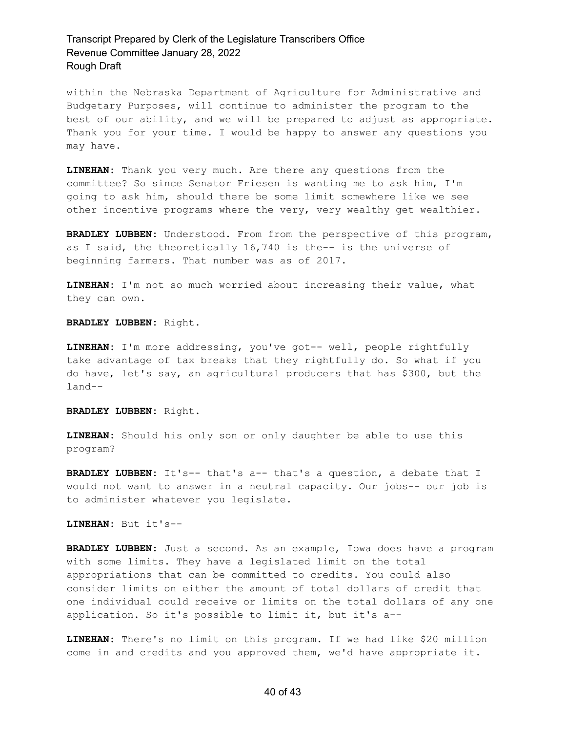within the Nebraska Department of Agriculture for Administrative and Budgetary Purposes, will continue to administer the program to the best of our ability, and we will be prepared to adjust as appropriate. Thank you for your time. I would be happy to answer any questions you may have.

**LINEHAN:** Thank you very much. Are there any questions from the committee? So since Senator Friesen is wanting me to ask him, I'm going to ask him, should there be some limit somewhere like we see other incentive programs where the very, very wealthy get wealthier.

**BRADLEY LUBBEN:** Understood. From from the perspective of this program, as I said, the theoretically 16,740 is the-- is the universe of beginning farmers. That number was as of 2017.

**LINEHAN:** I'm not so much worried about increasing their value, what they can own.

**BRADLEY LUBBEN:** Right.

**LINEHAN:** I'm more addressing, you've got-- well, people rightfully take advantage of tax breaks that they rightfully do. So what if you do have, let's say, an agricultural producers that has $300, but the land--

**BRADLEY LUBBEN:** Right.

**LINEHAN:** Should his only son or only daughter be able to use this program?

**BRADLEY LUBBEN:** It's-- that's a-- that's a question, a debate that I would not want to answer in a neutral capacity. Our jobs-- our job is to administer whatever you legislate.

**LINEHAN:** But it's--

**BRADLEY LUBBEN:** Just a second. As an example, Iowa does have a program with some limits. They have a legislated limit on the total appropriations that can be committed to credits. You could also consider limits on either the amount of total dollars of credit that one individual could receive or limits on the total dollars of any one application. So it's possible to limit it, but it's a--

**LINEHAN:** There's no limit on this program. If we had like $20 million come in and credits and you approved them, we'd have appropriate it.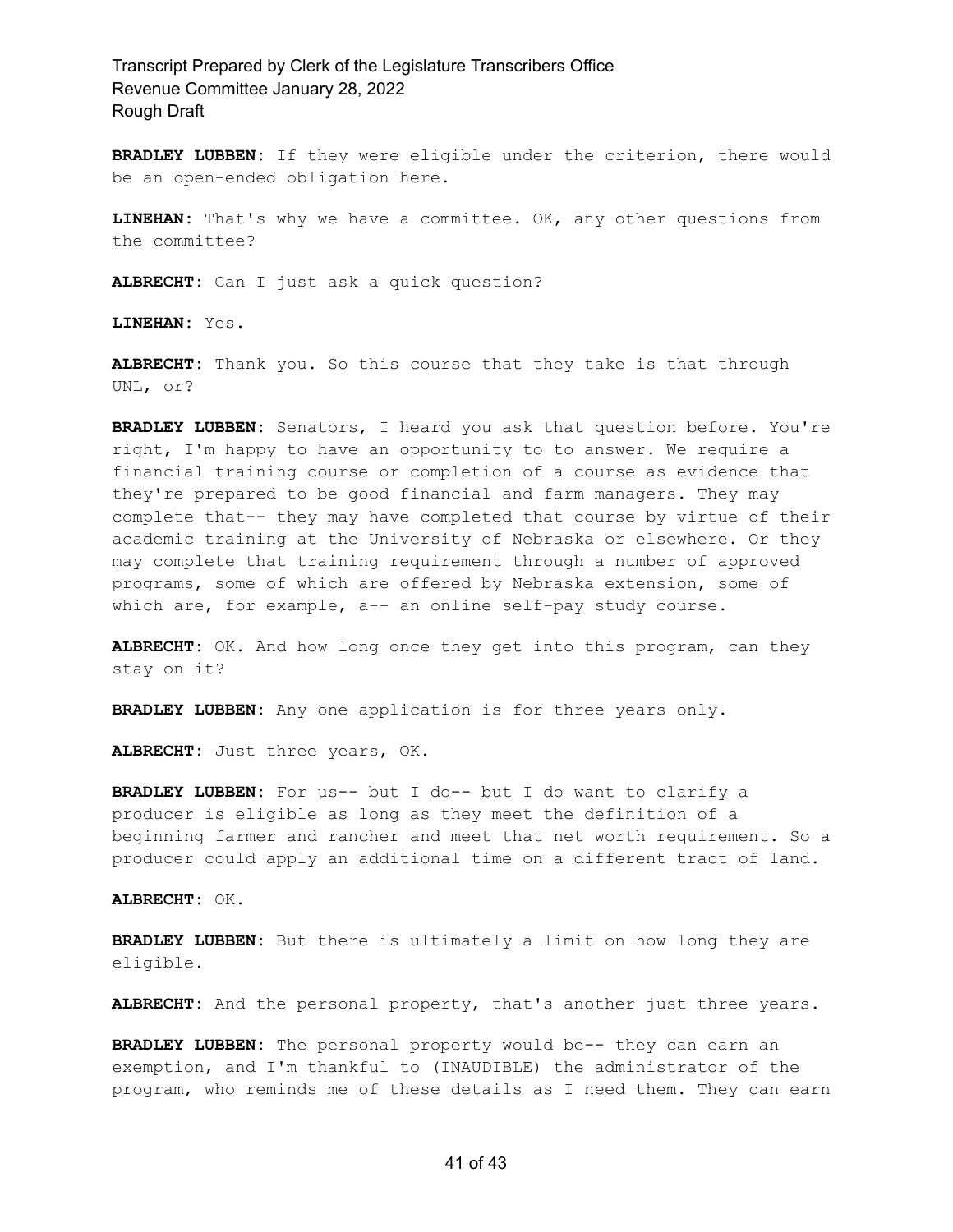**BRADLEY LUBBEN:** If they were eligible under the criterion, there would be an open-ended obligation here.

**LINEHAN:** That's why we have a committee. OK, any other questions from the committee?

**ALBRECHT:** Can I just ask a quick question?

**LINEHAN:** Yes.

**ALBRECHT:** Thank you. So this course that they take is that through UNL, or?

**BRADLEY LUBBEN:** Senators, I heard you ask that question before. You're right, I'm happy to have an opportunity to to answer. We require a financial training course or completion of a course as evidence that they're prepared to be good financial and farm managers. They may complete that-- they may have completed that course by virtue of their academic training at the University of Nebraska or elsewhere. Or they may complete that training requirement through a number of approved programs, some of which are offered by Nebraska extension, some of which are, for example, a-- an online self-pay study course.

**ALBRECHT:** OK. And how long once they get into this program, can they stay on it?

**BRADLEY LUBBEN:** Any one application is for three years only.

**ALBRECHT:** Just three years, OK.

**BRADLEY LUBBEN:** For us-- but I do-- but I do want to clarify a producer is eligible as long as they meet the definition of a beginning farmer and rancher and meet that net worth requirement. So a producer could apply an additional time on a different tract of land.

**ALBRECHT:** OK.

**BRADLEY LUBBEN:** But there is ultimately a limit on how long they are eligible.

**ALBRECHT:** And the personal property, that's another just three years.

**BRADLEY LUBBEN:** The personal property would be-- they can earn an exemption, and I'm thankful to (INAUDIBLE) the administrator of the program, who reminds me of these details as I need them. They can earn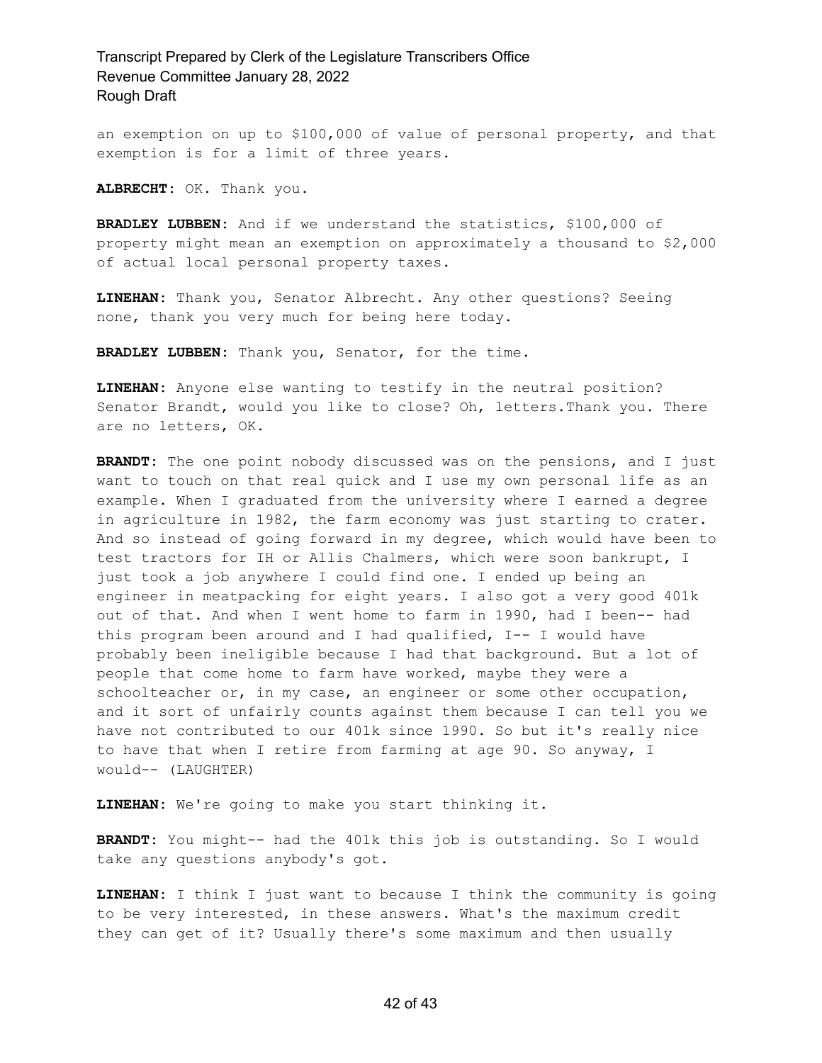an exemption on up to $100,000 of value of personal property, and that exemption is for a limit of three years.

**ALBRECHT:** OK. Thank you.

**BRADLEY LUBBEN:** And if we understand the statistics, $100,000 of property might mean an exemption on approximately a thousand to $2,000 of actual local personal property taxes.

**LINEHAN:** Thank you, Senator Albrecht. Any other questions? Seeing none, thank you very much for being here today.

**BRADLEY LUBBEN:** Thank you, Senator, for the time.

**LINEHAN:** Anyone else wanting to testify in the neutral position? Senator Brandt, would you like to close? Oh, letters.Thank you. There are no letters, OK.

**BRANDT:** The one point nobody discussed was on the pensions, and I just want to touch on that real quick and I use my own personal life as an example. When I graduated from the university where I earned a degree in agriculture in 1982, the farm economy was just starting to crater. And so instead of going forward in my degree, which would have been to test tractors for IH or Allis Chalmers, which were soon bankrupt, I just took a job anywhere I could find one. I ended up being an engineer in meatpacking for eight years. I also got a very good 401k out of that. And when I went home to farm in 1990, had I been-- had this program been around and I had qualified, I-- I would have probably been ineligible because I had that background. But a lot of people that come home to farm have worked, maybe they were a schoolteacher or, in my case, an engineer or some other occupation, and it sort of unfairly counts against them because I can tell you we have not contributed to our 401k since 1990. So but it's really nice to have that when I retire from farming at age 90. So anyway, I would-- (LAUGHTER)

**LINEHAN:** We're going to make you start thinking it.

**BRANDT:** You might-- had the 401k this job is outstanding. So I would take any questions anybody's got.

**LINEHAN:** I think I just want to because I think the community is going to be very interested, in these answers. What's the maximum credit they can get of it? Usually there's some maximum and then usually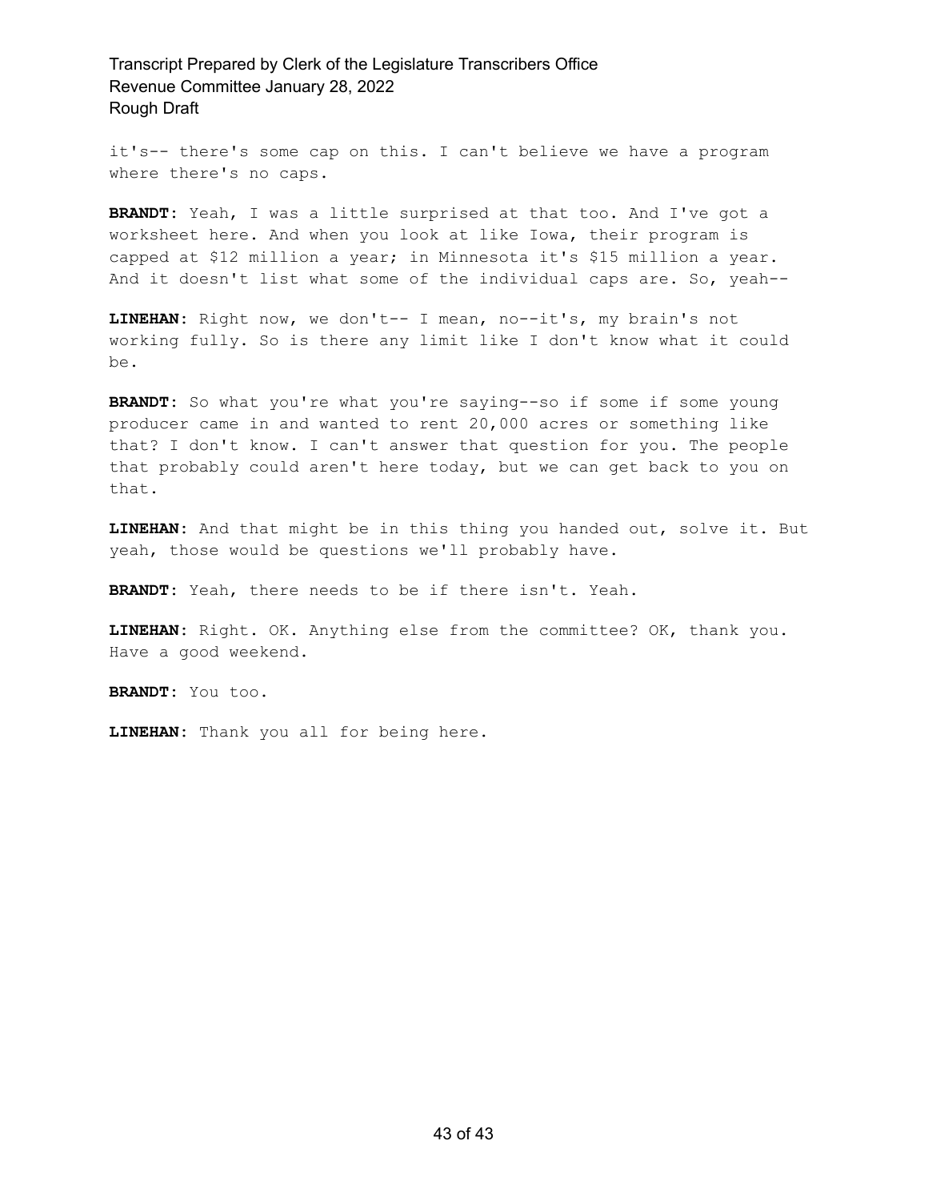it's-- there's some cap on this. I can't believe we have a program where there's no caps.

**BRANDT:** Yeah, I was a little surprised at that too. And I've got a worksheet here. And when you look at like Iowa, their program is capped at $12 million a year; in Minnesota it's $15 million a year. And it doesn't list what some of the individual caps are. So, yeah--

**LINEHAN:** Right now, we don't-- I mean, no--it's, my brain's not working fully. So is there any limit like I don't know what it could be.

**BRANDT:** So what you're what you're saying--so if some if some young producer came in and wanted to rent 20,000 acres or something like that? I don't know. I can't answer that question for you. The people that probably could aren't here today, but we can get back to you on that.

**LINEHAN:** And that might be in this thing you handed out, solve it. But yeah, those would be questions we'll probably have.

**BRANDT:** Yeah, there needs to be if there isn't. Yeah.

**LINEHAN:** Right. OK. Anything else from the committee? OK, thank you. Have a good weekend.

**BRANDT:** You too.

**LINEHAN:** Thank you all for being here.